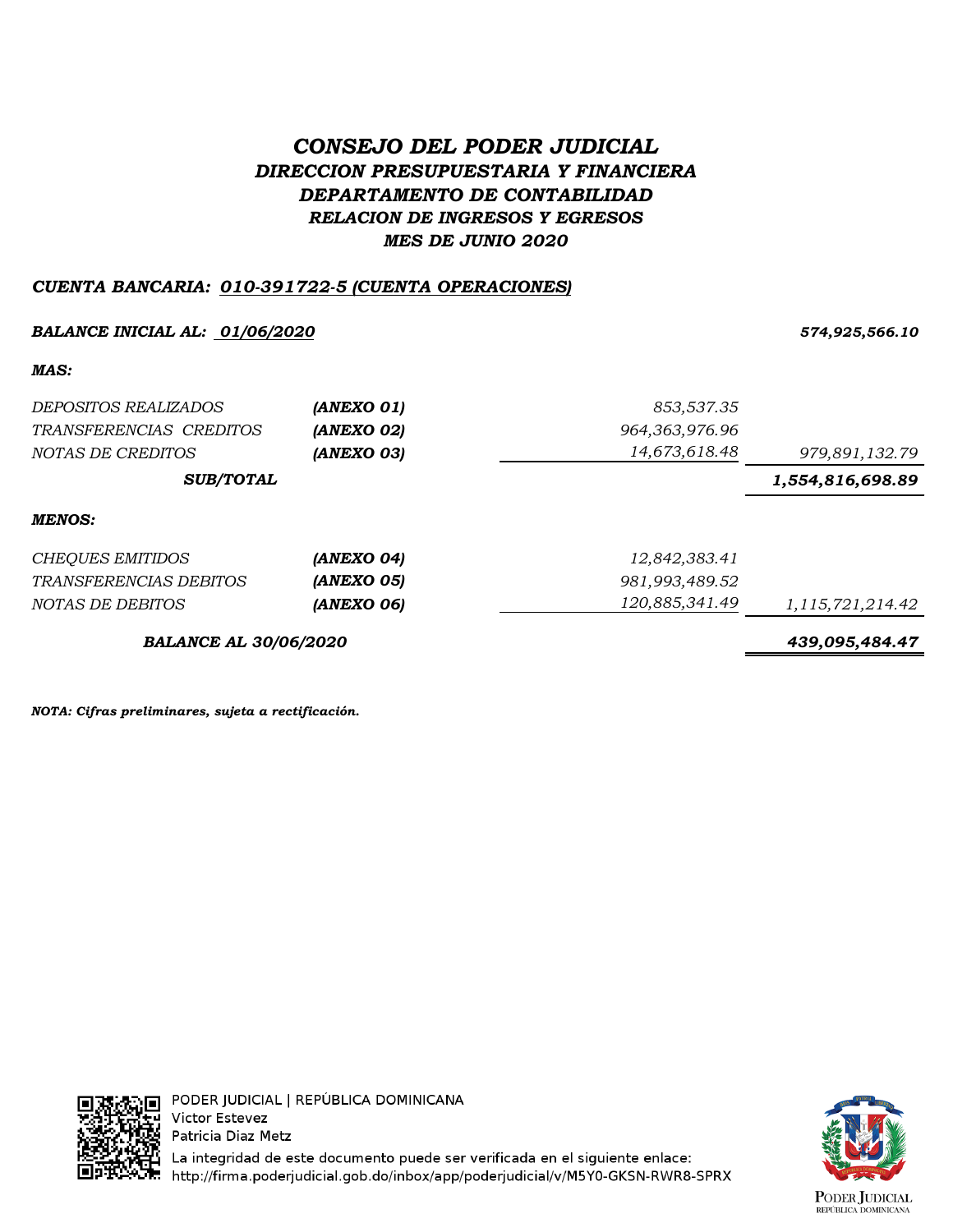# *CONSEJO DEL PODER JUDICIAL*

## *DIRECCION PRESUPUESTARIA Y FINANCIERA*

## *DEPARTAMENTO DE CONTABILIDAD*

### *RELACION DE INGRESOS Y EGRESOS*

### *MES DE JUNIO 2020*

***CUENTA BANCARIA: 010-391722-5 (CUENTA OPERACIONES)***

| | | | |
|---|---|---|---|
| ***BALANCE INICIAL AL: 01/06/2020*** | | | ***574,925,566.10*** |
| ***MAS:*** | | | |
| *DEPOSITOS REALIZADOS* | ***(ANEXO 01)*** | *853,537.35* | |
| *TRANSFERENCIAS CREDITOS* | ***(ANEXO 02)*** | *964,363,976.96* | |
| *NOTAS DE CREDITOS* | ***(ANEXO 03)*** | *14,673,618.48* | *979,891,132.79* |
| ***SUB/TOTAL*** | | | ***1,554,816,698.89*** |
| ***MENOS:*** | | | |
| *CHEQUES EMITIDOS* | ***(ANEXO 04)*** | *12,842,383.41* | |
| *TRANSFERENCIAS DEBITOS* | ***(ANEXO 05)*** | *981,993,489.52* | |
| *NOTAS DE DEBITOS* | ***(ANEXO 06)*** | *120,885,341.49* | *1,115,721,214.42* |
| ***BALANCE AL 30/06/2020*** | | | ***439,095,484.47*** |

***NOTA: Cifras preliminares, sujeta a rectificación.***

PODER JUDICIAL | REPÚBLICA DOMINICANA
Victor Estevez
Patricia Diaz Metz
La integridad de este documento puede ser verificada en el siguiente enlace:
http://firma.poderjudicial.gob.do/inbox/app/poderjudicial/v/M5Y0-GKSN-RWR8-SPRX

PODER JUDICIAL
REPÚBLICA DOMINICANA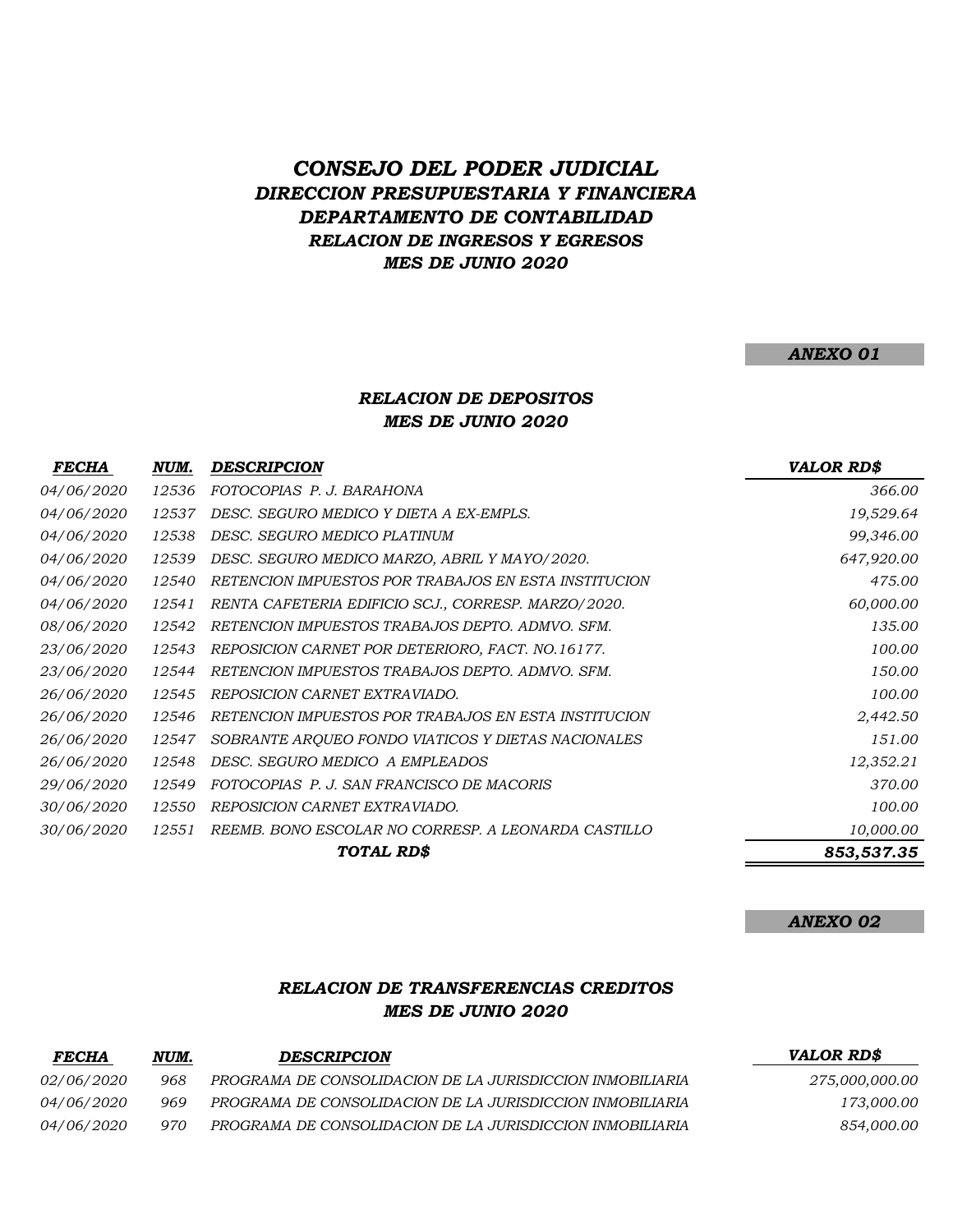# CONSEJO DEL PODER JUDICIAL
## DIRECCION PRESUPUESTARIA Y FINANCIERA
## DEPARTAMENTO DE CONTABILIDAD
### RELACION DE INGRESOS Y EGRESOS
### MES DE JUNIO 2020

**ANEXO 01**

### RELACION DE DEPOSITOS
### MES DE JUNIO 2020

| FECHA | NUM. | DESCRIPCION | VALOR RD$ |
|---|---|---|---|
| 04/06/2020 | 12536 | FOTOCOPIAS P. J. BARAHONA | 366.00 |
| 04/06/2020 | 12537 | DESC. SEGURO MEDICO Y DIETA A EX-EMPLS. | 19,529.64 |
| 04/06/2020 | 12538 | DESC. SEGURO MEDICO PLATINUM | 99,346.00 |
| 04/06/2020 | 12539 | DESC. SEGURO MEDICO MARZO, ABRIL Y MAYO/2020. | 647,920.00 |
| 04/06/2020 | 12540 | RETENCION IMPUESTOS POR TRABAJOS EN ESTA INSTITUCION | 475.00 |
| 04/06/2020 | 12541 | RENTA CAFETERIA EDIFICIO SCJ., CORRESP. MARZO/2020. | 60,000.00 |
| 08/06/2020 | 12542 | RETENCION IMPUESTOS TRABAJOS DEPTO. ADMVO. SFM. | 135.00 |
| 23/06/2020 | 12543 | REPOSICION CARNET POR DETERIORO, FACT. NO.16177. | 100.00 |
| 23/06/2020 | 12544 | RETENCION IMPUESTOS TRABAJOS DEPTO. ADMVO. SFM. | 150.00 |
| 26/06/2020 | 12545 | REPOSICION CARNET EXTRAVIADO. | 100.00 |
| 26/06/2020 | 12546 | RETENCION IMPUESTOS POR TRABAJOS EN ESTA INSTITUCION | 2,442.50 |
| 26/06/2020 | 12547 | SOBRANTE ARQUEO FONDO VIATICOS Y DIETAS NACIONALES | 151.00 |
| 26/06/2020 | 12548 | DESC. SEGURO MEDICO A EMPLEADOS | 12,352.21 |
| 29/06/2020 | 12549 | FOTOCOPIAS P. J. SAN FRANCISCO DE MACORIS | 370.00 |
| 30/06/2020 | 12550 | REPOSICION CARNET EXTRAVIADO. | 100.00 |
| 30/06/2020 | 12551 | REEMB. BONO ESCOLAR NO CORRESP. A LEONARDA CASTILLO | 10,000.00 |
| | | **TOTAL RD$** | **853,537.35** |

**ANEXO 02**

### RELACION DE TRANSFERENCIAS CREDITOS
### MES DE JUNIO 2020

| FECHA | NUM. | DESCRIPCION | VALOR RD$ |
|---|---|---|---|
| 02/06/2020 | 968 | PROGRAMA DE CONSOLIDACION DE LA JURISDICCION INMOBILIARIA | 275,000,000.00 |
| 04/06/2020 | 969 | PROGRAMA DE CONSOLIDACION DE LA JURISDICCION INMOBILIARIA | 173,000.00 |
| 04/06/2020 | 970 | PROGRAMA DE CONSOLIDACION DE LA JURISDICCION INMOBILIARIA | 854,000.00 |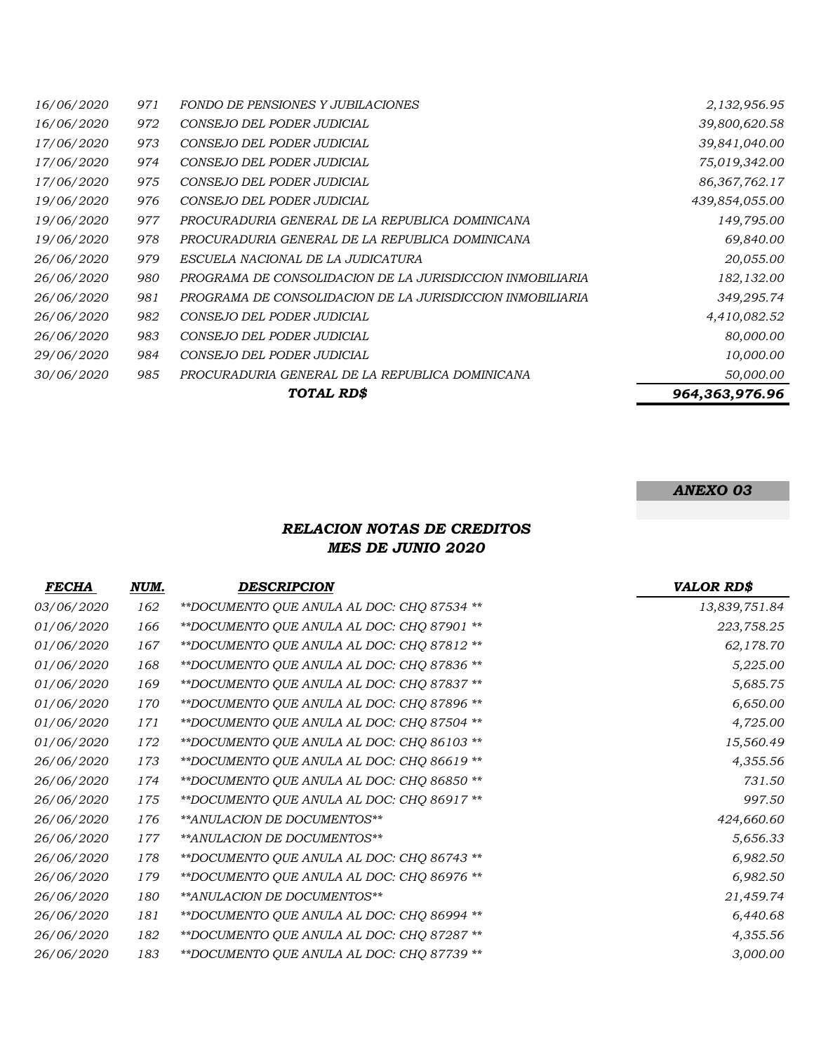| | | | |
|---|---|---|---|
| *16/06/2020* | *971* | *FONDO DE PENSIONES Y JUBILACIONES* | *2,132,956.95* |
| *16/06/2020* | *972* | *CONSEJO DEL PODER JUDICIAL* | *39,800,620.58* |
| *17/06/2020* | *973* | *CONSEJO DEL PODER JUDICIAL* | *39,841,040.00* |
| *17/06/2020* | *974* | *CONSEJO DEL PODER JUDICIAL* | *75,019,342.00* |
| *17/06/2020* | *975* | *CONSEJO DEL PODER JUDICIAL* | *86,367,762.17* |
| *19/06/2020* | *976* | *CONSEJO DEL PODER JUDICIAL* | *439,854,055.00* |
| *19/06/2020* | *977* | *PROCURADURIA GENERAL DE LA REPUBLICA DOMINICANA* | *149,795.00* |
| *19/06/2020* | *978* | *PROCURADURIA GENERAL DE LA REPUBLICA DOMINICANA* | *69,840.00* |
| *26/06/2020* | *979* | *ESCUELA NACIONAL DE LA JUDICATURA* | *20,055.00* |
| *26/06/2020* | *980* | *PROGRAMA DE CONSOLIDACION DE LA JURISDICCION INMOBILIARIA* | *182,132.00* |
| *26/06/2020* | *981* | *PROGRAMA DE CONSOLIDACION DE LA JURISDICCION INMOBILIARIA* | *349,295.74* |
| *26/06/2020* | *982* | *CONSEJO DEL PODER JUDICIAL* | *4,410,082.52* |
| *26/06/2020* | *983* | *CONSEJO DEL PODER JUDICIAL* | *80,000.00* |
| *29/06/2020* | *984* | *CONSEJO DEL PODER JUDICIAL* | *10,000.00* |
| *30/06/2020* | *985* | *PROCURADURIA GENERAL DE LA REPUBLICA DOMINICANA* | *50,000.00* |
| | | ***TOTAL RD$*** | ***964,363,976.96*** |

***ANEXO 03***

## *RELACION NOTAS DE CREDITOS*
## *MES DE JUNIO 2020*

| ***FECHA*** | ***NUM.*** | ***DESCRIPCION*** | ***VALOR RD$*** |
|---|---|---|---|
| *03/06/2020* | *162* | *\*\*DOCUMENTO QUE ANULA AL DOC: CHQ 87534 \*\** | *13,839,751.84* |
| *01/06/2020* | *166* | *\*\*DOCUMENTO QUE ANULA AL DOC: CHQ 87901 \*\** | *223,758.25* |
| *01/06/2020* | *167* | *\*\*DOCUMENTO QUE ANULA AL DOC: CHQ 87812 \*\** | *62,178.70* |
| *01/06/2020* | *168* | *\*\*DOCUMENTO QUE ANULA AL DOC: CHQ 87836 \*\** | *5,225.00* |
| *01/06/2020* | *169* | *\*\*DOCUMENTO QUE ANULA AL DOC: CHQ 87837 \*\** | *5,685.75* |
| *01/06/2020* | *170* | *\*\*DOCUMENTO QUE ANULA AL DOC: CHQ 87896 \*\** | *6,650.00* |
| *01/06/2020* | *171* | *\*\*DOCUMENTO QUE ANULA AL DOC: CHQ 87504 \*\** | *4,725.00* |
| *01/06/2020* | *172* | *\*\*DOCUMENTO QUE ANULA AL DOC: CHQ 86103 \*\** | *15,560.49* |
| *26/06/2020* | *173* | *\*\*DOCUMENTO QUE ANULA AL DOC: CHQ 86619 \*\** | *4,355.56* |
| *26/06/2020* | *174* | *\*\*DOCUMENTO QUE ANULA AL DOC: CHQ 86850 \*\** | *731.50* |
| *26/06/2020* | *175* | *\*\*DOCUMENTO QUE ANULA AL DOC: CHQ 86917 \*\** | *997.50* |
| *26/06/2020* | *176* | *\*\*ANULACION DE DOCUMENTOS\*\** | *424,660.60* |
| *26/06/2020* | *177* | *\*\*ANULACION DE DOCUMENTOS\*\** | *5,656.33* |
| *26/06/2020* | *178* | *\*\*DOCUMENTO QUE ANULA AL DOC: CHQ 86743 \*\** | *6,982.50* |
| *26/06/2020* | *179* | *\*\*DOCUMENTO QUE ANULA AL DOC: CHQ 86976 \*\** | *6,982.50* |
| *26/06/2020* | *180* | *\*\*ANULACION DE DOCUMENTOS\*\** | *21,459.74* |
| *26/06/2020* | *181* | *\*\*DOCUMENTO QUE ANULA AL DOC: CHQ 86994 \*\** | *6,440.68* |
| *26/06/2020* | *182* | *\*\*DOCUMENTO QUE ANULA AL DOC: CHQ 87287 \*\** | *4,355.56* |
| *26/06/2020* | *183* | *\*\*DOCUMENTO QUE ANULA AL DOC: CHQ 87739 \*\** | *3,000.00* |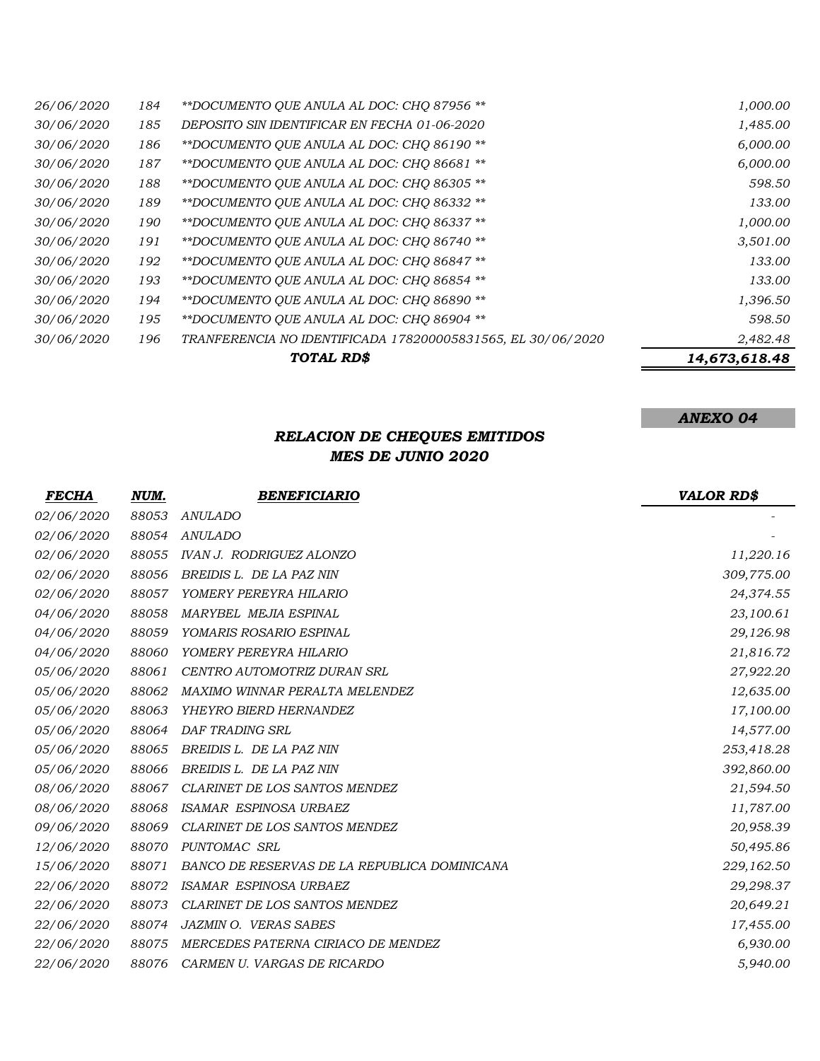| | | | |
|---|---|---|---|
| *26/06/2020* | *184* | *\*\*DOCUMENTO QUE ANULA AL DOC: CHQ 87956 \*\** | *1,000.00* |
| *30/06/2020* | *185* | *DEPOSITO SIN IDENTIFICAR EN FECHA 01-06-2020* | *1,485.00* |
| *30/06/2020* | *186* | *\*\*DOCUMENTO QUE ANULA AL DOC: CHQ 86190 \*\** | *6,000.00* |
| *30/06/2020* | *187* | *\*\*DOCUMENTO QUE ANULA AL DOC: CHQ 86681 \*\** | *6,000.00* |
| *30/06/2020* | *188* | *\*\*DOCUMENTO QUE ANULA AL DOC: CHQ 86305 \*\** | *598.50* |
| *30/06/2020* | *189* | *\*\*DOCUMENTO QUE ANULA AL DOC: CHQ 86332 \*\** | *133.00* |
| *30/06/2020* | *190* | *\*\*DOCUMENTO QUE ANULA AL DOC: CHQ 86337 \*\** | *1,000.00* |
| *30/06/2020* | *191* | *\*\*DOCUMENTO QUE ANULA AL DOC: CHQ 86740 \*\** | *3,501.00* |
| *30/06/2020* | *192* | *\*\*DOCUMENTO QUE ANULA AL DOC: CHQ 86847 \*\** | *133.00* |
| *30/06/2020* | *193* | *\*\*DOCUMENTO QUE ANULA AL DOC: CHQ 86854 \*\** | *133.00* |
| *30/06/2020* | *194* | *\*\*DOCUMENTO QUE ANULA AL DOC: CHQ 86890 \*\** | *1,396.50* |
| *30/06/2020* | *195* | *\*\*DOCUMENTO QUE ANULA AL DOC: CHQ 86904 \*\** | *598.50* |
| *30/06/2020* | *196* | *TRANFERENCIA NO IDENTIFICADA 178200005831565, EL 30/06/2020* | *2,482.48* |
| | | ***TOTAL RD$*** | ***14,673,618.48*** |

***ANEXO 04***

## *RELACION DE CHEQUES EMITIDOS*
## *MES DE JUNIO 2020*

| ***FECHA*** | ***NUM.*** | ***BENEFICIARIO*** | ***VALOR RD$*** |
|---|---|---|---|
| *02/06/2020* | *88053* | *ANULADO* | - |
| *02/06/2020* | *88054* | *ANULADO* | - |
| *02/06/2020* | *88055* | *IVAN J. RODRIGUEZ ALONZO* | *11,220.16* |
| *02/06/2020* | *88056* | *BREIDIS L. DE LA PAZ NIN* | *309,775.00* |
| *02/06/2020* | *88057* | *YOMERY PEREYRA HILARIO* | *24,374.55* |
| *04/06/2020* | *88058* | *MARYBEL MEJIA ESPINAL* | *23,100.61* |
| *04/06/2020* | *88059* | *YOMARIS ROSARIO ESPINAL* | *29,126.98* |
| *04/06/2020* | *88060* | *YOMERY PEREYRA HILARIO* | *21,816.72* |
| *05/06/2020* | *88061* | *CENTRO AUTOMOTRIZ DURAN SRL* | *27,922.20* |
| *05/06/2020* | *88062* | *MAXIMO WINNAR PERALTA MELENDEZ* | *12,635.00* |
| *05/06/2020* | *88063* | *YHEYRO BIERD HERNANDEZ* | *17,100.00* |
| *05/06/2020* | *88064* | *DAF TRADING SRL* | *14,577.00* |
| *05/06/2020* | *88065* | *BREIDIS L. DE LA PAZ NIN* | *253,418.28* |
| *05/06/2020* | *88066* | *BREIDIS L. DE LA PAZ NIN* | *392,860.00* |
| *08/06/2020* | *88067* | *CLARINET DE LOS SANTOS MENDEZ* | *21,594.50* |
| *08/06/2020* | *88068* | *ISAMAR ESPINOSA URBAEZ* | *11,787.00* |
| *09/06/2020* | *88069* | *CLARINET DE LOS SANTOS MENDEZ* | *20,958.39* |
| *12/06/2020* | *88070* | *PUNTOMAC SRL* | *50,495.86* |
| *15/06/2020* | *88071* | *BANCO DE RESERVAS DE LA REPUBLICA DOMINICANA* | *229,162.50* |
| *22/06/2020* | *88072* | *ISAMAR ESPINOSA URBAEZ* | *29,298.37* |
| *22/06/2020* | *88073* | *CLARINET DE LOS SANTOS MENDEZ* | *20,649.21* |
| *22/06/2020* | *88074* | *JAZMIN O. VERAS SABES* | *17,455.00* |
| *22/06/2020* | *88075* | *MERCEDES PATERNA CIRIACO DE MENDEZ* | *6,930.00* |
| *22/06/2020* | *88076* | *CARMEN U. VARGAS DE RICARDO* | *5,940.00* |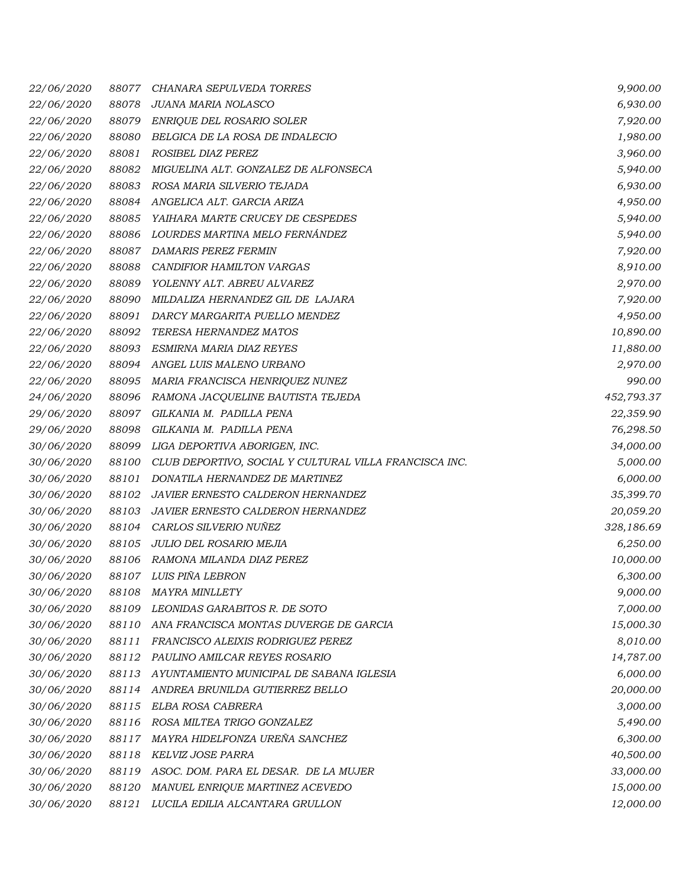| | | | |
|---|---|---|---|
| 22/06/2020 | 88077 | CHANARA SEPULVEDA TORRES | 9,900.00 |
| 22/06/2020 | 88078 | JUANA MARIA NOLASCO | 6,930.00 |
| 22/06/2020 | 88079 | ENRIQUE DEL ROSARIO SOLER | 7,920.00 |
| 22/06/2020 | 88080 | BELGICA DE LA ROSA DE INDALECIO | 1,980.00 |
| 22/06/2020 | 88081 | ROSIBEL DIAZ PEREZ | 3,960.00 |
| 22/06/2020 | 88082 | MIGUELINA ALT. GONZALEZ DE ALFONSECA | 5,940.00 |
| 22/06/2020 | 88083 | ROSA MARIA SILVERIO TEJADA | 6,930.00 |
| 22/06/2020 | 88084 | ANGELICA ALT. GARCIA ARIZA | 4,950.00 |
| 22/06/2020 | 88085 | YAIHARA MARTE CRUCEY DE CESPEDES | 5,940.00 |
| 22/06/2020 | 88086 | LOURDES MARTINA MELO FERNÁNDEZ | 5,940.00 |
| 22/06/2020 | 88087 | DAMARIS PEREZ FERMIN | 7,920.00 |
| 22/06/2020 | 88088 | CANDIFIOR HAMILTON VARGAS | 8,910.00 |
| 22/06/2020 | 88089 | YOLENNY ALT. ABREU ALVAREZ | 2,970.00 |
| 22/06/2020 | 88090 | MILDALIZA HERNANDEZ GIL DE LAJARA | 7,920.00 |
| 22/06/2020 | 88091 | DARCY MARGARITA PUELLO MENDEZ | 4,950.00 |
| 22/06/2020 | 88092 | TERESA HERNANDEZ MATOS | 10,890.00 |
| 22/06/2020 | 88093 | ESMIRNA MARIA DIAZ REYES | 11,880.00 |
| 22/06/2020 | 88094 | ANGEL LUIS MALENO URBANO | 2,970.00 |
| 22/06/2020 | 88095 | MARIA FRANCISCA HENRIQUEZ NUNEZ | 990.00 |
| 24/06/2020 | 88096 | RAMONA JACQUELINE BAUTISTA TEJEDA | 452,793.37 |
| 29/06/2020 | 88097 | GILKANIA M. PADILLA PENA | 22,359.90 |
| 29/06/2020 | 88098 | GILKANIA M. PADILLA PENA | 76,298.50 |
| 30/06/2020 | 88099 | LIGA DEPORTIVA ABORIGEN, INC. | 34,000.00 |
| 30/06/2020 | 88100 | CLUB DEPORTIVO, SOCIAL Y CULTURAL VILLA FRANCISCA INC. | 5,000.00 |
| 30/06/2020 | 88101 | DONATILA HERNANDEZ DE MARTINEZ | 6,000.00 |
| 30/06/2020 | 88102 | JAVIER ERNESTO CALDERON HERNANDEZ | 35,399.70 |
| 30/06/2020 | 88103 | JAVIER ERNESTO CALDERON HERNANDEZ | 20,059.20 |
| 30/06/2020 | 88104 | CARLOS SILVERIO NUÑEZ | 328,186.69 |
| 30/06/2020 | 88105 | JULIO DEL ROSARIO MEJIA | 6,250.00 |
| 30/06/2020 | 88106 | RAMONA MILANDA DIAZ PEREZ | 10,000.00 |
| 30/06/2020 | 88107 | LUIS PIÑA LEBRON | 6,300.00 |
| 30/06/2020 | 88108 | MAYRA MINLLETY | 9,000.00 |
| 30/06/2020 | 88109 | LEONIDAS GARABITOS R. DE SOTO | 7,000.00 |
| 30/06/2020 | 88110 | ANA FRANCISCA MONTAS DUVERGE DE GARCIA | 15,000.30 |
| 30/06/2020 | 88111 | FRANCISCO ALEIXIS RODRIGUEZ PEREZ | 8,010.00 |
| 30/06/2020 | 88112 | PAULINO AMILCAR REYES ROSARIO | 14,787.00 |
| 30/06/2020 | 88113 | AYUNTAMIENTO MUNICIPAL DE SABANA IGLESIA | 6,000.00 |
| 30/06/2020 | 88114 | ANDREA BRUNILDA GUTIERREZ BELLO | 20,000.00 |
| 30/06/2020 | 88115 | ELBA ROSA CABRERA | 3,000.00 |
| 30/06/2020 | 88116 | ROSA MILTEA TRIGO GONZALEZ | 5,490.00 |
| 30/06/2020 | 88117 | MAYRA HIDELFONZA UREÑA SANCHEZ | 6,300.00 |
| 30/06/2020 | 88118 | KELVIZ JOSE PARRA | 40,500.00 |
| 30/06/2020 | 88119 | ASOC. DOM. PARA EL DESAR. DE LA MUJER | 33,000.00 |
| 30/06/2020 | 88120 | MANUEL ENRIQUE MARTINEZ ACEVEDO | 15,000.00 |
| 30/06/2020 | 88121 | LUCILA EDILIA ALCANTARA GRULLON | 12,000.00 |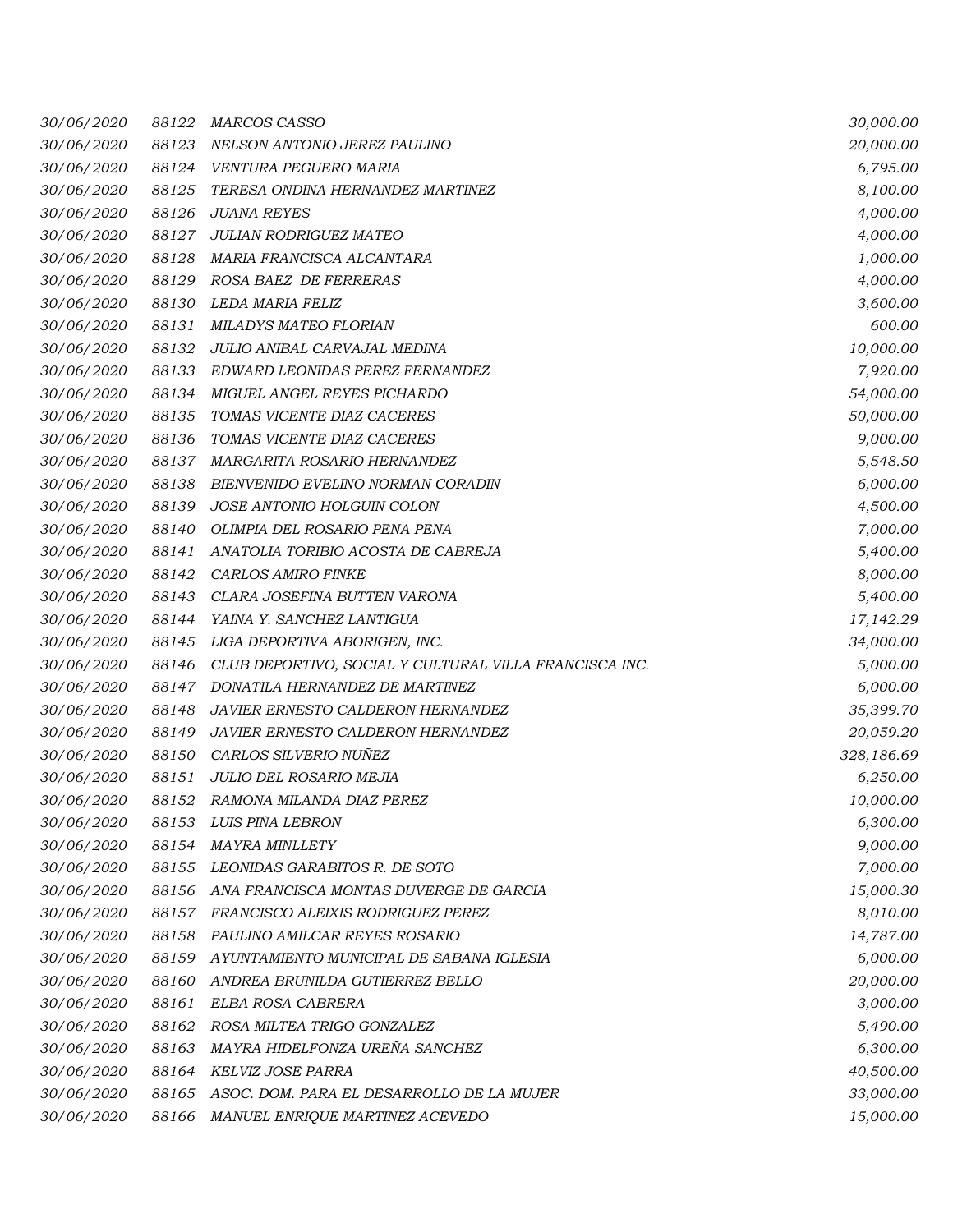| | | | |
|---|---|---|---|
| *30/06/2020* | *88122* | *MARCOS CASSO* | *30,000.00* |
| *30/06/2020* | *88123* | *NELSON ANTONIO JEREZ PAULINO* | *20,000.00* |
| *30/06/2020* | *88124* | *VENTURA PEGUERO MARIA* | *6,795.00* |
| *30/06/2020* | *88125* | *TERESA ONDINA HERNANDEZ MARTINEZ* | *8,100.00* |
| *30/06/2020* | *88126* | *JUANA REYES* | *4,000.00* |
| *30/06/2020* | *88127* | *JULIAN RODRIGUEZ MATEO* | *4,000.00* |
| *30/06/2020* | *88128* | *MARIA FRANCISCA ALCANTARA* | *1,000.00* |
| *30/06/2020* | *88129* | *ROSA BAEZ DE FERRERAS* | *4,000.00* |
| *30/06/2020* | *88130* | *LEDA MARIA FELIZ* | *3,600.00* |
| *30/06/2020* | *88131* | *MILADYS MATEO FLORIAN* | *600.00* |
| *30/06/2020* | *88132* | *JULIO ANIBAL CARVAJAL MEDINA* | *10,000.00* |
| *30/06/2020* | *88133* | *EDWARD LEONIDAS PEREZ FERNANDEZ* | *7,920.00* |
| *30/06/2020* | *88134* | *MIGUEL ANGEL REYES PICHARDO* | *54,000.00* |
| *30/06/2020* | *88135* | *TOMAS VICENTE DIAZ CACERES* | *50,000.00* |
| *30/06/2020* | *88136* | *TOMAS VICENTE DIAZ CACERES* | *9,000.00* |
| *30/06/2020* | *88137* | *MARGARITA ROSARIO HERNANDEZ* | *5,548.50* |
| *30/06/2020* | *88138* | *BIENVENIDO EVELINO NORMAN CORADIN* | *6,000.00* |
| *30/06/2020* | *88139* | *JOSE ANTONIO HOLGUIN COLON* | *4,500.00* |
| *30/06/2020* | *88140* | *OLIMPIA DEL ROSARIO PENA PENA* | *7,000.00* |
| *30/06/2020* | *88141* | *ANATOLIA TORIBIO ACOSTA DE CABREJA* | *5,400.00* |
| *30/06/2020* | *88142* | *CARLOS AMIRO FINKE* | *8,000.00* |
| *30/06/2020* | *88143* | *CLARA JOSEFINA BUTTEN VARONA* | *5,400.00* |
| *30/06/2020* | *88144* | *YAINA Y. SANCHEZ LANTIGUA* | *17,142.29* |
| *30/06/2020* | *88145* | *LIGA DEPORTIVA ABORIGEN, INC.* | *34,000.00* |
| *30/06/2020* | *88146* | *CLUB DEPORTIVO, SOCIAL Y CULTURAL VILLA FRANCISCA INC.* | *5,000.00* |
| *30/06/2020* | *88147* | *DONATILA HERNANDEZ DE MARTINEZ* | *6,000.00* |
| *30/06/2020* | *88148* | *JAVIER ERNESTO CALDERON HERNANDEZ* | *35,399.70* |
| *30/06/2020* | *88149* | *JAVIER ERNESTO CALDERON HERNANDEZ* | *20,059.20* |
| *30/06/2020* | *88150* | *CARLOS SILVERIO NUÑEZ* | *328,186.69* |
| *30/06/2020* | *88151* | *JULIO DEL ROSARIO MEJIA* | *6,250.00* |
| *30/06/2020* | *88152* | *RAMONA MILANDA DIAZ PEREZ* | *10,000.00* |
| *30/06/2020* | *88153* | *LUIS PIÑA LEBRON* | *6,300.00* |
| *30/06/2020* | *88154* | *MAYRA MINLLETY* | *9,000.00* |
| *30/06/2020* | *88155* | *LEONIDAS GARABITOS R. DE SOTO* | *7,000.00* |
| *30/06/2020* | *88156* | *ANA FRANCISCA MONTAS DUVERGE DE GARCIA* | *15,000.30* |
| *30/06/2020* | *88157* | *FRANCISCO ALEIXIS RODRIGUEZ PEREZ* | *8,010.00* |
| *30/06/2020* | *88158* | *PAULINO AMILCAR REYES ROSARIO* | *14,787.00* |
| *30/06/2020* | *88159* | *AYUNTAMIENTO MUNICIPAL DE SABANA IGLESIA* | *6,000.00* |
| *30/06/2020* | *88160* | *ANDREA BRUNILDA GUTIERREZ BELLO* | *20,000.00* |
| *30/06/2020* | *88161* | *ELBA ROSA CABRERA* | *3,000.00* |
| *30/06/2020* | *88162* | *ROSA MILTEA TRIGO GONZALEZ* | *5,490.00* |
| *30/06/2020* | *88163* | *MAYRA HIDELFONZA UREÑA SANCHEZ* | *6,300.00* |
| *30/06/2020* | *88164* | *KELVIZ JOSE PARRA* | *40,500.00* |
| *30/06/2020* | *88165* | *ASOC. DOM. PARA EL DESARROLLO DE LA MUJER* | *33,000.00* |
| *30/06/2020* | *88166* | *MANUEL ENRIQUE MARTINEZ ACEVEDO* | *15,000.00* |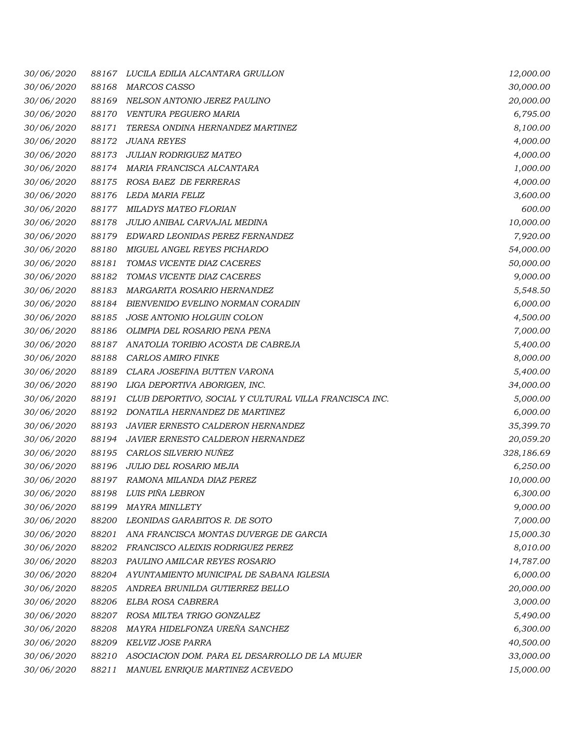| | | | |
|---|---|---|---|
| *30/06/2020* | *88167* | *LUCILA EDILIA ALCANTARA GRULLON* | *12,000.00* |
| *30/06/2020* | *88168* | *MARCOS CASSO* | *30,000.00* |
| *30/06/2020* | *88169* | *NELSON ANTONIO JEREZ PAULINO* | *20,000.00* |
| *30/06/2020* | *88170* | *VENTURA PEGUERO MARIA* | *6,795.00* |
| *30/06/2020* | *88171* | *TERESA ONDINA HERNANDEZ MARTINEZ* | *8,100.00* |
| *30/06/2020* | *88172* | *JUANA REYES* | *4,000.00* |
| *30/06/2020* | *88173* | *JULIAN RODRIGUEZ MATEO* | *4,000.00* |
| *30/06/2020* | *88174* | *MARIA FRANCISCA ALCANTARA* | *1,000.00* |
| *30/06/2020* | *88175* | *ROSA BAEZ DE FERRERAS* | *4,000.00* |
| *30/06/2020* | *88176* | *LEDA MARIA FELIZ* | *3,600.00* |
| *30/06/2020* | *88177* | *MILADYS MATEO FLORIAN* | *600.00* |
| *30/06/2020* | *88178* | *JULIO ANIBAL CARVAJAL MEDINA* | *10,000.00* |
| *30/06/2020* | *88179* | *EDWARD LEONIDAS PEREZ FERNANDEZ* | *7,920.00* |
| *30/06/2020* | *88180* | *MIGUEL ANGEL REYES PICHARDO* | *54,000.00* |
| *30/06/2020* | *88181* | *TOMAS VICENTE DIAZ CACERES* | *50,000.00* |
| *30/06/2020* | *88182* | *TOMAS VICENTE DIAZ CACERES* | *9,000.00* |
| *30/06/2020* | *88183* | *MARGARITA ROSARIO HERNANDEZ* | *5,548.50* |
| *30/06/2020* | *88184* | *BIENVENIDO EVELINO NORMAN CORADIN* | *6,000.00* |
| *30/06/2020* | *88185* | *JOSE ANTONIO HOLGUIN COLON* | *4,500.00* |
| *30/06/2020* | *88186* | *OLIMPIA DEL ROSARIO PENA PENA* | *7,000.00* |
| *30/06/2020* | *88187* | *ANATOLIA TORIBIO ACOSTA DE CABREJA* | *5,400.00* |
| *30/06/2020* | *88188* | *CARLOS AMIRO FINKE* | *8,000.00* |
| *30/06/2020* | *88189* | *CLARA JOSEFINA BUTTEN VARONA* | *5,400.00* |
| *30/06/2020* | *88190* | *LIGA DEPORTIVA ABORIGEN, INC.* | *34,000.00* |
| *30/06/2020* | *88191* | *CLUB DEPORTIVO, SOCIAL Y CULTURAL VILLA FRANCISCA INC.* | *5,000.00* |
| *30/06/2020* | *88192* | *DONATILA HERNANDEZ DE MARTINEZ* | *6,000.00* |
| *30/06/2020* | *88193* | *JAVIER ERNESTO CALDERON HERNANDEZ* | *35,399.70* |
| *30/06/2020* | *88194* | *JAVIER ERNESTO CALDERON HERNANDEZ* | *20,059.20* |
| *30/06/2020* | *88195* | *CARLOS SILVERIO NUÑEZ* | *328,186.69* |
| *30/06/2020* | *88196* | *JULIO DEL ROSARIO MEJIA* | *6,250.00* |
| *30/06/2020* | *88197* | *RAMONA MILANDA DIAZ PEREZ* | *10,000.00* |
| *30/06/2020* | *88198* | *LUIS PIÑA LEBRON* | *6,300.00* |
| *30/06/2020* | *88199* | *MAYRA MINLLETY* | *9,000.00* |
| *30/06/2020* | *88200* | *LEONIDAS GARABITOS R. DE SOTO* | *7,000.00* |
| *30/06/2020* | *88201* | *ANA FRANCISCA MONTAS DUVERGE DE GARCIA* | *15,000.30* |
| *30/06/2020* | *88202* | *FRANCISCO ALEIXIS RODRIGUEZ PEREZ* | *8,010.00* |
| *30/06/2020* | *88203* | *PAULINO AMILCAR REYES ROSARIO* | *14,787.00* |
| *30/06/2020* | *88204* | *AYUNTAMIENTO MUNICIPAL DE SABANA IGLESIA* | *6,000.00* |
| *30/06/2020* | *88205* | *ANDREA BRUNILDA GUTIERREZ BELLO* | *20,000.00* |
| *30/06/2020* | *88206* | *ELBA ROSA CABRERA* | *3,000.00* |
| *30/06/2020* | *88207* | *ROSA MILTEA TRIGO GONZALEZ* | *5,490.00* |
| *30/06/2020* | *88208* | *MAYRA HIDELFONZA UREÑA SANCHEZ* | *6,300.00* |
| *30/06/2020* | *88209* | *KELVIZ JOSE PARRA* | *40,500.00* |
| *30/06/2020* | *88210* | *ASOCIACION DOM. PARA EL DESARROLLO DE LA MUJER* | *33,000.00* |
| *30/06/2020* | *88211* | *MANUEL ENRIQUE MARTINEZ ACEVEDO* | *15,000.00* |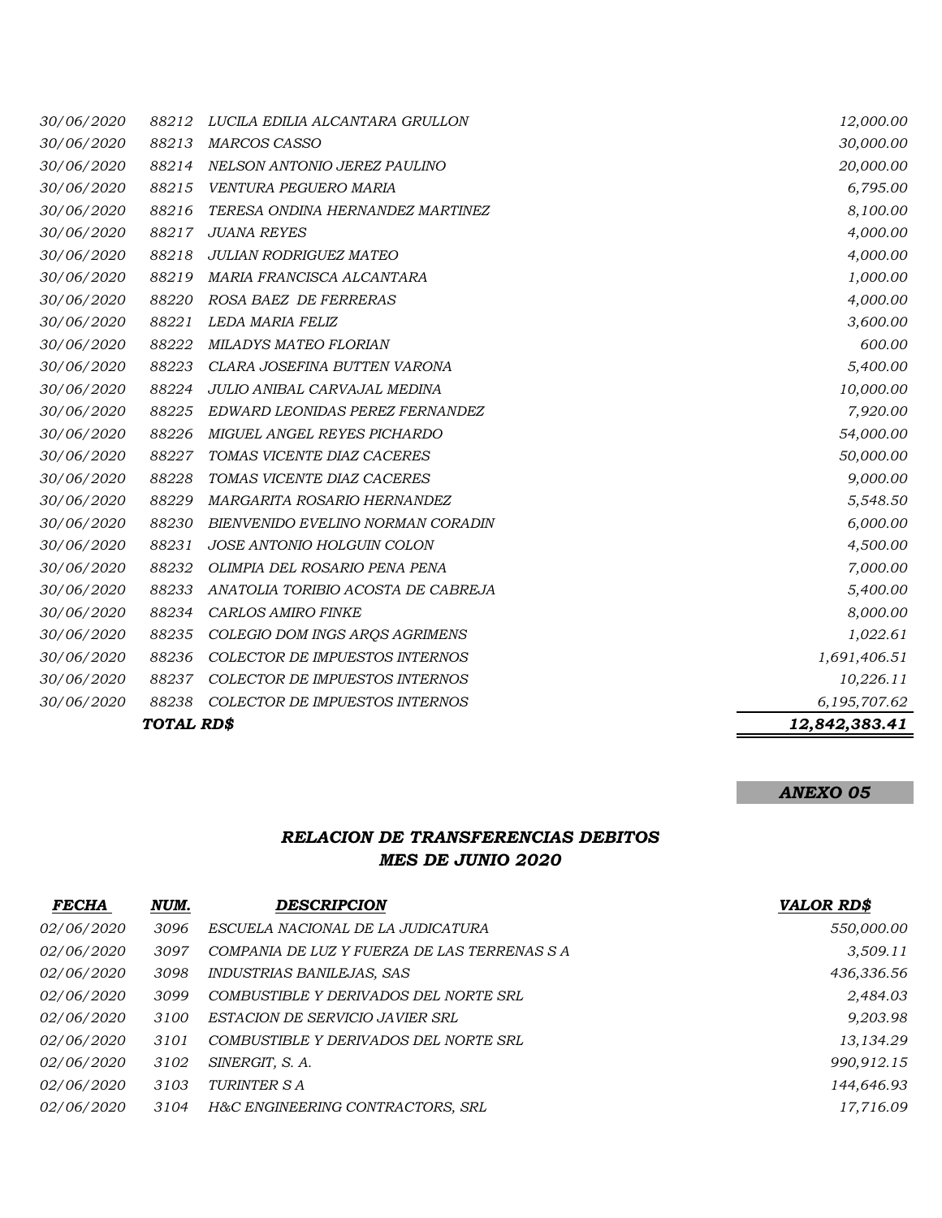| | | | |
|---|---|---|---|
| 30/06/2020 | 88212 | LUCILA EDILIA ALCANTARA GRULLON | 12,000.00 |
| 30/06/2020 | 88213 | MARCOS CASSO | 30,000.00 |
| 30/06/2020 | 88214 | NELSON ANTONIO JEREZ PAULINO | 20,000.00 |
| 30/06/2020 | 88215 | VENTURA PEGUERO MARIA | 6,795.00 |
| 30/06/2020 | 88216 | TERESA ONDINA HERNANDEZ MARTINEZ | 8,100.00 |
| 30/06/2020 | 88217 | JUANA REYES | 4,000.00 |
| 30/06/2020 | 88218 | JULIAN RODRIGUEZ MATEO | 4,000.00 |
| 30/06/2020 | 88219 | MARIA FRANCISCA ALCANTARA | 1,000.00 |
| 30/06/2020 | 88220 | ROSA BAEZ DE FERRERAS | 4,000.00 |
| 30/06/2020 | 88221 | LEDA MARIA FELIZ | 3,600.00 |
| 30/06/2020 | 88222 | MILADYS MATEO FLORIAN | 600.00 |
| 30/06/2020 | 88223 | CLARA JOSEFINA BUTTEN VARONA | 5,400.00 |
| 30/06/2020 | 88224 | JULIO ANIBAL CARVAJAL MEDINA | 10,000.00 |
| 30/06/2020 | 88225 | EDWARD LEONIDAS PEREZ FERNANDEZ | 7,920.00 |
| 30/06/2020 | 88226 | MIGUEL ANGEL REYES PICHARDO | 54,000.00 |
| 30/06/2020 | 88227 | TOMAS VICENTE DIAZ CACERES | 50,000.00 |
| 30/06/2020 | 88228 | TOMAS VICENTE DIAZ CACERES | 9,000.00 |
| 30/06/2020 | 88229 | MARGARITA ROSARIO HERNANDEZ | 5,548.50 |
| 30/06/2020 | 88230 | BIENVENIDO EVELINO NORMAN CORADIN | 6,000.00 |
| 30/06/2020 | 88231 | JOSE ANTONIO HOLGUIN COLON | 4,500.00 |
| 30/06/2020 | 88232 | OLIMPIA DEL ROSARIO PENA PENA | 7,000.00 |
| 30/06/2020 | 88233 | ANATOLIA TORIBIO ACOSTA DE CABREJA | 5,400.00 |
| 30/06/2020 | 88234 | CARLOS AMIRO FINKE | 8,000.00 |
| 30/06/2020 | 88235 | COLEGIO DOM INGS ARQS AGRIMENS | 1,022.61 |
| 30/06/2020 | 88236 | COLECTOR DE IMPUESTOS INTERNOS | 1,691,406.51 |
| 30/06/2020 | 88237 | COLECTOR DE IMPUESTOS INTERNOS | 10,226.11 |
| 30/06/2020 | 88238 | COLECTOR DE IMPUESTOS INTERNOS | 6,195,707.62 |
| | ***TOTAL RD$*** | | ***12,842,383.41*** |

***ANEXO 05***

## *RELACION DE TRANSFERENCIAS DEBITOS*
## *MES DE JUNIO 2020*

| *FECHA* | *NUM.* | *DESCRIPCION* | *VALOR RD$* |
|---|---|---|---|
| 02/06/2020 | 3096 | ESCUELA NACIONAL DE LA JUDICATURA | 550,000.00 |
| 02/06/2020 | 3097 | COMPANIA DE LUZ Y FUERZA DE LAS TERRENAS S A | 3,509.11 |
| 02/06/2020 | 3098 | INDUSTRIAS BANILEJAS, SAS | 436,336.56 |
| 02/06/2020 | 3099 | COMBUSTIBLE Y DERIVADOS DEL NORTE SRL | 2,484.03 |
| 02/06/2020 | 3100 | ESTACION DE SERVICIO JAVIER SRL | 9,203.98 |
| 02/06/2020 | 3101 | COMBUSTIBLE Y DERIVADOS DEL NORTE SRL | 13,134.29 |
| 02/06/2020 | 3102 | SINERGIT, S. A. | 990,912.15 |
| 02/06/2020 | 3103 | TURINTER S A | 144,646.93 |
| 02/06/2020 | 3104 | H&C ENGINEERING CONTRACTORS, SRL | 17,716.09 |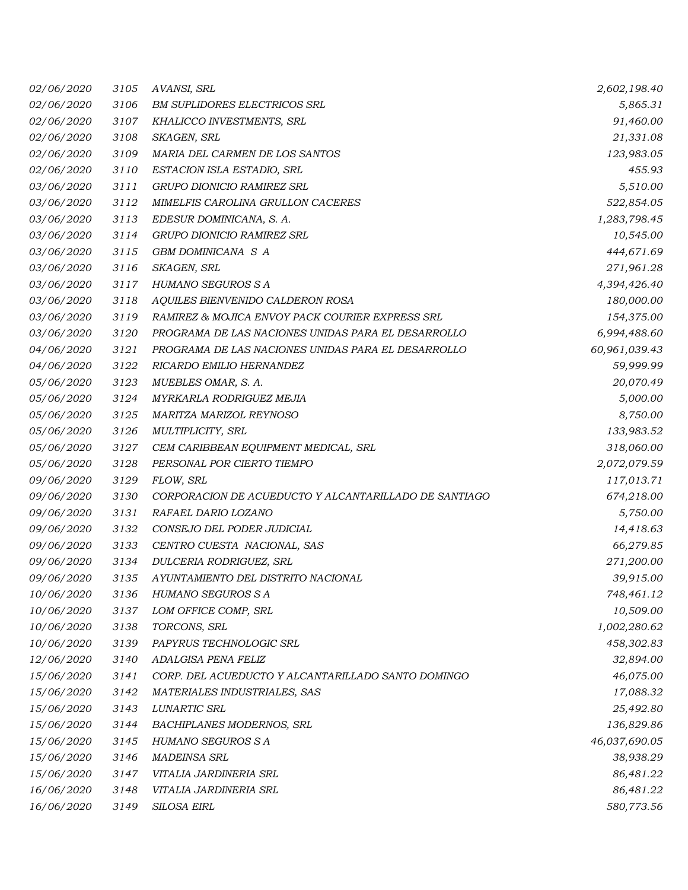| | | | |
|---|---|---|---|
| *02/06/2020* | *3105* | *AVANSI, SRL* | *2,602,198.40* |
| *02/06/2020* | *3106* | *BM SUPLIDORES ELECTRICOS SRL* | *5,865.31* |
| *02/06/2020* | *3107* | *KHALICCO INVESTMENTS, SRL* | *91,460.00* |
| *02/06/2020* | *3108* | *SKAGEN, SRL* | *21,331.08* |
| *02/06/2020* | *3109* | *MARIA DEL CARMEN DE LOS SANTOS* | *123,983.05* |
| *02/06/2020* | *3110* | *ESTACION ISLA ESTADIO, SRL* | *455.93* |
| *03/06/2020* | *3111* | *GRUPO DIONICIO RAMIREZ SRL* | *5,510.00* |
| *03/06/2020* | *3112* | *MIMELFIS CAROLINA GRULLON CACERES* | *522,854.05* |
| *03/06/2020* | *3113* | *EDESUR DOMINICANA, S. A.* | *1,283,798.45* |
| *03/06/2020* | *3114* | *GRUPO DIONICIO RAMIREZ SRL* | *10,545.00* |
| *03/06/2020* | *3115* | *GBM DOMINICANA S A* | *444,671.69* |
| *03/06/2020* | *3116* | *SKAGEN, SRL* | *271,961.28* |
| *03/06/2020* | *3117* | *HUMANO SEGUROS S A* | *4,394,426.40* |
| *03/06/2020* | *3118* | *AQUILES BIENVENIDO CALDERON ROSA* | *180,000.00* |
| *03/06/2020* | *3119* | *RAMIREZ & MOJICA ENVOY PACK COURIER EXPRESS SRL* | *154,375.00* |
| *03/06/2020* | *3120* | *PROGRAMA DE LAS NACIONES UNIDAS PARA EL DESARROLLO* | *6,994,488.60* |
| *04/06/2020* | *3121* | *PROGRAMA DE LAS NACIONES UNIDAS PARA EL DESARROLLO* | *60,961,039.43* |
| *04/06/2020* | *3122* | *RICARDO EMILIO HERNANDEZ* | *59,999.99* |
| *05/06/2020* | *3123* | *MUEBLES OMAR, S. A.* | *20,070.49* |
| *05/06/2020* | *3124* | *MYRKARLA RODRIGUEZ MEJIA* | *5,000.00* |
| *05/06/2020* | *3125* | *MARITZA MARIZOL REYNOSO* | *8,750.00* |
| *05/06/2020* | *3126* | *MULTIPLICITY, SRL* | *133,983.52* |
| *05/06/2020* | *3127* | *CEM CARIBBEAN EQUIPMENT MEDICAL, SRL* | *318,060.00* |
| *05/06/2020* | *3128* | *PERSONAL POR CIERTO TIEMPO* | *2,072,079.59* |
| *09/06/2020* | *3129* | *FLOW, SRL* | *117,013.71* |
| *09/06/2020* | *3130* | *CORPORACION DE ACUEDUCTO Y ALCANTARILLADO DE SANTIAGO* | *674,218.00* |
| *09/06/2020* | *3131* | *RAFAEL DARIO LOZANO* | *5,750.00* |
| *09/06/2020* | *3132* | *CONSEJO DEL PODER JUDICIAL* | *14,418.63* |
| *09/06/2020* | *3133* | *CENTRO CUESTA NACIONAL, SAS* | *66,279.85* |
| *09/06/2020* | *3134* | *DULCERIA RODRIGUEZ, SRL* | *271,200.00* |
| *09/06/2020* | *3135* | *AYUNTAMIENTO DEL DISTRITO NACIONAL* | *39,915.00* |
| *10/06/2020* | *3136* | *HUMANO SEGUROS S A* | *748,461.12* |
| *10/06/2020* | *3137* | *LOM OFFICE COMP, SRL* | *10,509.00* |
| *10/06/2020* | *3138* | *TORCONS, SRL* | *1,002,280.62* |
| *10/06/2020* | *3139* | *PAPYRUS TECHNOLOGIC SRL* | *458,302.83* |
| *12/06/2020* | *3140* | *ADALGISA PENA FELIZ* | *32,894.00* |
| *15/06/2020* | *3141* | *CORP. DEL ACUEDUCTO Y ALCANTARILLADO SANTO DOMINGO* | *46,075.00* |
| *15/06/2020* | *3142* | *MATERIALES INDUSTRIALES, SAS* | *17,088.32* |
| *15/06/2020* | *3143* | *LUNARTIC SRL* | *25,492.80* |
| *15/06/2020* | *3144* | *BACHIPLANES MODERNOS, SRL* | *136,829.86* |
| *15/06/2020* | *3145* | *HUMANO SEGUROS S A* | *46,037,690.05* |
| *15/06/2020* | *3146* | *MADEINSA SRL* | *38,938.29* |
| *15/06/2020* | *3147* | *VITALIA JARDINERIA SRL* | *86,481.22* |
| *16/06/2020* | *3148* | *VITALIA JARDINERIA SRL* | *86,481.22* |
| *16/06/2020* | *3149* | *SILOSA EIRL* | *580,773.56* |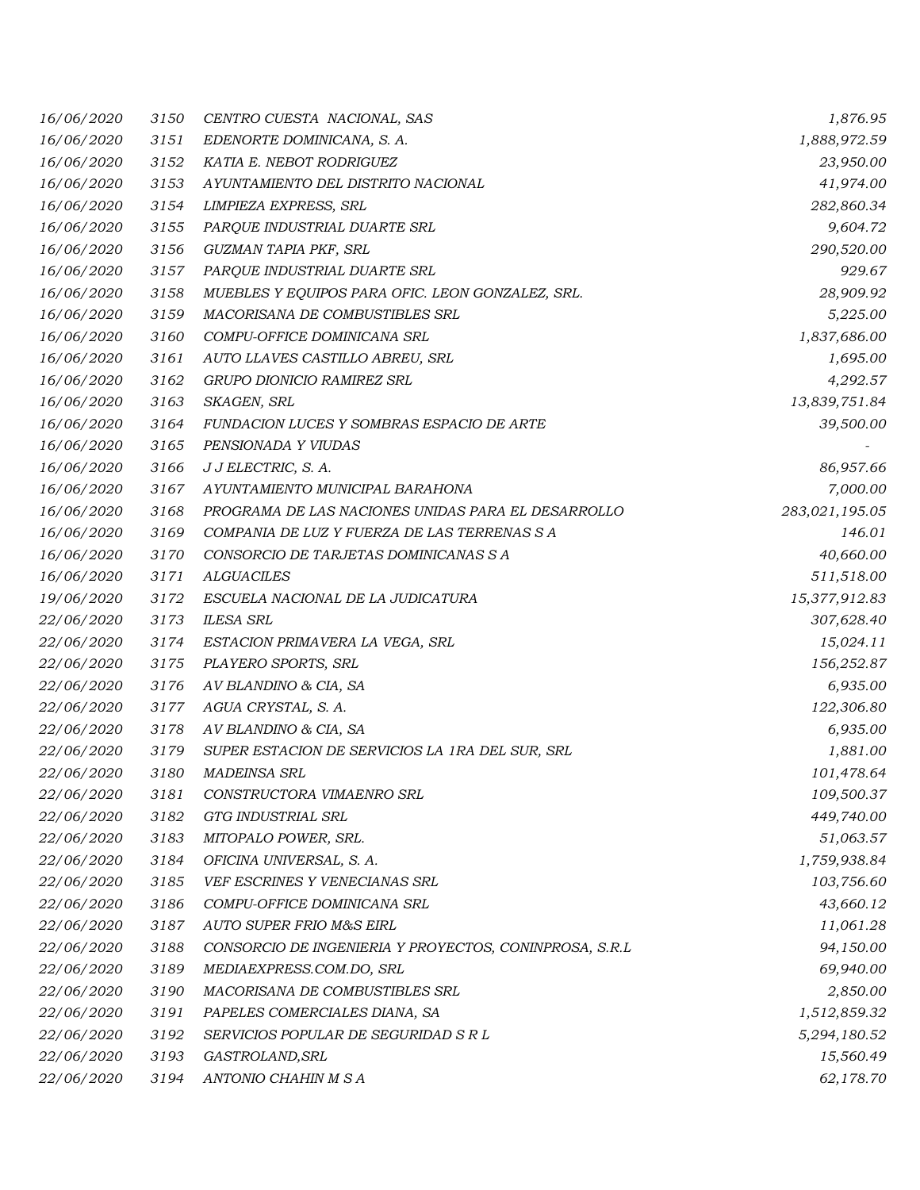| | | | |
|---|---|---|---|
| 16/06/2020 | 3150 | CENTRO CUESTA NACIONAL, SAS | 1,876.95 |
| 16/06/2020 | 3151 | EDENORTE DOMINICANA, S. A. | 1,888,972.59 |
| 16/06/2020 | 3152 | KATIA E. NEBOT RODRIGUEZ | 23,950.00 |
| 16/06/2020 | 3153 | AYUNTAMIENTO DEL DISTRITO NACIONAL | 41,974.00 |
| 16/06/2020 | 3154 | LIMPIEZA EXPRESS, SRL | 282,860.34 |
| 16/06/2020 | 3155 | PARQUE INDUSTRIAL DUARTE SRL | 9,604.72 |
| 16/06/2020 | 3156 | GUZMAN TAPIA PKF, SRL | 290,520.00 |
| 16/06/2020 | 3157 | PARQUE INDUSTRIAL DUARTE SRL | 929.67 |
| 16/06/2020 | 3158 | MUEBLES Y EQUIPOS PARA OFIC. LEON GONZALEZ, SRL. | 28,909.92 |
| 16/06/2020 | 3159 | MACORISANA DE COMBUSTIBLES SRL | 5,225.00 |
| 16/06/2020 | 3160 | COMPU-OFFICE DOMINICANA SRL | 1,837,686.00 |
| 16/06/2020 | 3161 | AUTO LLAVES CASTILLO ABREU, SRL | 1,695.00 |
| 16/06/2020 | 3162 | GRUPO DIONICIO RAMIREZ SRL | 4,292.57 |
| 16/06/2020 | 3163 | SKAGEN, SRL | 13,839,751.84 |
| 16/06/2020 | 3164 | FUNDACION LUCES Y SOMBRAS ESPACIO DE ARTE | 39,500.00 |
| 16/06/2020 | 3165 | PENSIONADA Y VIUDAS | - |
| 16/06/2020 | 3166 | J J ELECTRIC, S. A. | 86,957.66 |
| 16/06/2020 | 3167 | AYUNTAMIENTO MUNICIPAL BARAHONA | 7,000.00 |
| 16/06/2020 | 3168 | PROGRAMA DE LAS NACIONES UNIDAS PARA EL DESARROLLO | 283,021,195.05 |
| 16/06/2020 | 3169 | COMPANIA DE LUZ Y FUERZA DE LAS TERRENAS S A | 146.01 |
| 16/06/2020 | 3170 | CONSORCIO DE TARJETAS DOMINICANAS S A | 40,660.00 |
| 16/06/2020 | 3171 | ALGUACILES | 511,518.00 |
| 19/06/2020 | 3172 | ESCUELA NACIONAL DE LA JUDICATURA | 15,377,912.83 |
| 22/06/2020 | 3173 | ILESA SRL | 307,628.40 |
| 22/06/2020 | 3174 | ESTACION PRIMAVERA LA VEGA, SRL | 15,024.11 |
| 22/06/2020 | 3175 | PLAYERO SPORTS, SRL | 156,252.87 |
| 22/06/2020 | 3176 | AV BLANDINO & CIA, SA | 6,935.00 |
| 22/06/2020 | 3177 | AGUA CRYSTAL, S. A. | 122,306.80 |
| 22/06/2020 | 3178 | AV BLANDINO & CIA, SA | 6,935.00 |
| 22/06/2020 | 3179 | SUPER ESTACION DE SERVICIOS LA 1RA DEL SUR, SRL | 1,881.00 |
| 22/06/2020 | 3180 | MADEINSA SRL | 101,478.64 |
| 22/06/2020 | 3181 | CONSTRUCTORA VIMAENRO SRL | 109,500.37 |
| 22/06/2020 | 3182 | GTG INDUSTRIAL SRL | 449,740.00 |
| 22/06/2020 | 3183 | MITOPALO POWER, SRL. | 51,063.57 |
| 22/06/2020 | 3184 | OFICINA UNIVERSAL, S. A. | 1,759,938.84 |
| 22/06/2020 | 3185 | VEF ESCRINES Y VENECIANAS SRL | 103,756.60 |
| 22/06/2020 | 3186 | COMPU-OFFICE DOMINICANA SRL | 43,660.12 |
| 22/06/2020 | 3187 | AUTO SUPER FRIO M&S EIRL | 11,061.28 |
| 22/06/2020 | 3188 | CONSORCIO DE INGENIERIA Y PROYECTOS, CONINPROSA, S.R.L | 94,150.00 |
| 22/06/2020 | 3189 | MEDIAEXPRESS.COM.DO, SRL | 69,940.00 |
| 22/06/2020 | 3190 | MACORISANA DE COMBUSTIBLES SRL | 2,850.00 |
| 22/06/2020 | 3191 | PAPELES COMERCIALES DIANA, SA | 1,512,859.32 |
| 22/06/2020 | 3192 | SERVICIOS POPULAR DE SEGURIDAD S R L | 5,294,180.52 |
| 22/06/2020 | 3193 | GASTROLAND,SRL | 15,560.49 |
| 22/06/2020 | 3194 | ANTONIO CHAHIN M S A | 62,178.70 |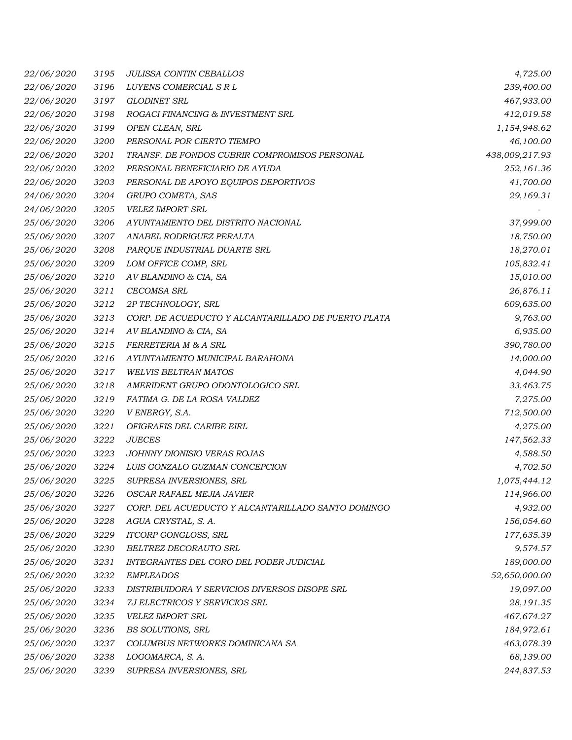| | | | |
|---|---|---|---|
| 22/06/2020 | 3195 | JULISSA CONTIN CEBALLOS | 4,725.00 |
| 22/06/2020 | 3196 | LUYENS COMERCIAL S R L | 239,400.00 |
| 22/06/2020 | 3197 | GLODINET SRL | 467,933.00 |
| 22/06/2020 | 3198 | ROGACI FINANCING & INVESTMENT SRL | 412,019.58 |
| 22/06/2020 | 3199 | OPEN CLEAN, SRL | 1,154,948.62 |
| 22/06/2020 | 3200 | PERSONAL POR CIERTO TIEMPO | 46,100.00 |
| 22/06/2020 | 3201 | TRANSF. DE FONDOS CUBRIR COMPROMISOS PERSONAL | 438,009,217.93 |
| 22/06/2020 | 3202 | PERSONAL BENEFICIARIO DE AYUDA | 252,161.36 |
| 22/06/2020 | 3203 | PERSONAL DE APOYO EQUIPOS DEPORTIVOS | 41,700.00 |
| 24/06/2020 | 3204 | GRUPO COMETA, SAS | 29,169.31 |
| 24/06/2020 | 3205 | VELEZ IMPORT SRL | - |
| 25/06/2020 | 3206 | AYUNTAMIENTO DEL DISTRITO NACIONAL | 37,999.00 |
| 25/06/2020 | 3207 | ANABEL RODRIGUEZ PERALTA | 18,750.00 |
| 25/06/2020 | 3208 | PARQUE INDUSTRIAL DUARTE SRL | 18,270.01 |
| 25/06/2020 | 3209 | LOM OFFICE COMP, SRL | 105,832.41 |
| 25/06/2020 | 3210 | AV BLANDINO & CIA, SA | 15,010.00 |
| 25/06/2020 | 3211 | CECOMSA SRL | 26,876.11 |
| 25/06/2020 | 3212 | 2P TECHNOLOGY, SRL | 609,635.00 |
| 25/06/2020 | 3213 | CORP. DE ACUEDUCTO Y ALCANTARILLADO DE PUERTO PLATA | 9,763.00 |
| 25/06/2020 | 3214 | AV BLANDINO & CIA, SA | 6,935.00 |
| 25/06/2020 | 3215 | FERRETERIA M & A SRL | 390,780.00 |
| 25/06/2020 | 3216 | AYUNTAMIENTO MUNICIPAL BARAHONA | 14,000.00 |
| 25/06/2020 | 3217 | WELVIS BELTRAN MATOS | 4,044.90 |
| 25/06/2020 | 3218 | AMERIDENT GRUPO ODONTOLOGICO SRL | 33,463.75 |
| 25/06/2020 | 3219 | FATIMA G. DE LA ROSA VALDEZ | 7,275.00 |
| 25/06/2020 | 3220 | V ENERGY, S.A. | 712,500.00 |
| 25/06/2020 | 3221 | OFIGRAFIS DEL CARIBE EIRL | 4,275.00 |
| 25/06/2020 | 3222 | JUECES | 147,562.33 |
| 25/06/2020 | 3223 | JOHNNY DIONISIO VERAS ROJAS | 4,588.50 |
| 25/06/2020 | 3224 | LUIS GONZALO GUZMAN CONCEPCION | 4,702.50 |
| 25/06/2020 | 3225 | SUPRESA INVERSIONES, SRL | 1,075,444.12 |
| 25/06/2020 | 3226 | OSCAR RAFAEL MEJIA JAVIER | 114,966.00 |
| 25/06/2020 | 3227 | CORP. DEL ACUEDUCTO Y ALCANTARILLADO SANTO DOMINGO | 4,932.00 |
| 25/06/2020 | 3228 | AGUA CRYSTAL, S. A. | 156,054.60 |
| 25/06/2020 | 3229 | ITCORP GONGLOSS, SRL | 177,635.39 |
| 25/06/2020 | 3230 | BELTREZ DECORAUTO SRL | 9,574.57 |
| 25/06/2020 | 3231 | INTEGRANTES DEL CORO DEL PODER JUDICIAL | 189,000.00 |
| 25/06/2020 | 3232 | EMPLEADOS | 52,650,000.00 |
| 25/06/2020 | 3233 | DISTRIBUIDORA Y SERVICIOS DIVERSOS DISOPE SRL | 19,097.00 |
| 25/06/2020 | 3234 | 7J ELECTRICOS Y SERVICIOS SRL | 28,191.35 |
| 25/06/2020 | 3235 | VELEZ IMPORT SRL | 467,674.27 |
| 25/06/2020 | 3236 | BS SOLUTIONS, SRL | 184,972.61 |
| 25/06/2020 | 3237 | COLUMBUS NETWORKS DOMINICANA SA | 463,078.39 |
| 25/06/2020 | 3238 | LOGOMARCA, S. A. | 68,139.00 |
| 25/06/2020 | 3239 | SUPRESA INVERSIONES, SRL | 244,837.53 |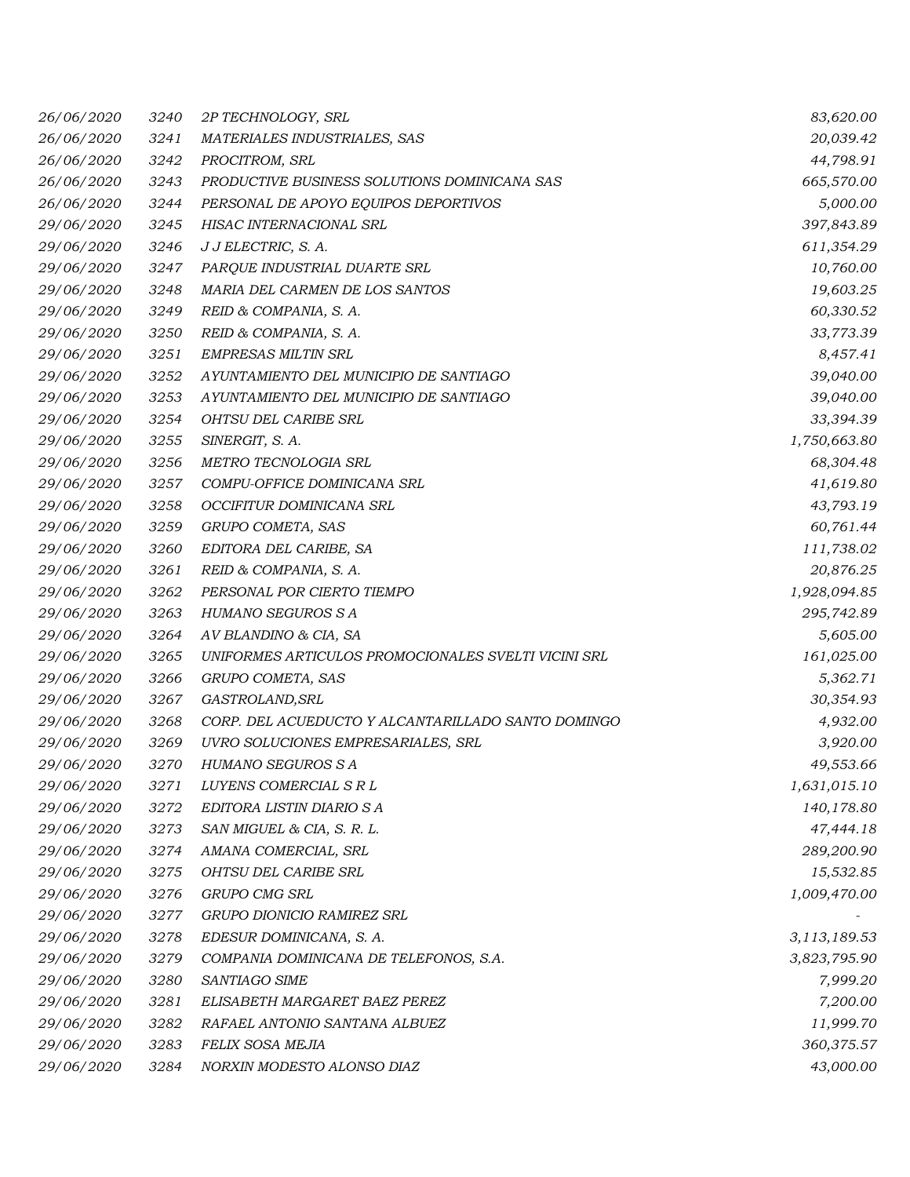| | | | |
|---|---|---|---|
| 26/06/2020 | 3240 | 2P TECHNOLOGY, SRL | 83,620.00 |
| 26/06/2020 | 3241 | MATERIALES INDUSTRIALES, SAS | 20,039.42 |
| 26/06/2020 | 3242 | PROCITROM, SRL | 44,798.91 |
| 26/06/2020 | 3243 | PRODUCTIVE BUSINESS SOLUTIONS DOMINICANA SAS | 665,570.00 |
| 26/06/2020 | 3244 | PERSONAL DE APOYO EQUIPOS DEPORTIVOS | 5,000.00 |
| 29/06/2020 | 3245 | HISAC INTERNACIONAL SRL | 397,843.89 |
| 29/06/2020 | 3246 | J J ELECTRIC, S. A. | 611,354.29 |
| 29/06/2020 | 3247 | PARQUE INDUSTRIAL DUARTE SRL | 10,760.00 |
| 29/06/2020 | 3248 | MARIA DEL CARMEN DE LOS SANTOS | 19,603.25 |
| 29/06/2020 | 3249 | REID & COMPANIA, S. A. | 60,330.52 |
| 29/06/2020 | 3250 | REID & COMPANIA, S. A. | 33,773.39 |
| 29/06/2020 | 3251 | EMPRESAS MILTIN SRL | 8,457.41 |
| 29/06/2020 | 3252 | AYUNTAMIENTO DEL MUNICIPIO DE SANTIAGO | 39,040.00 |
| 29/06/2020 | 3253 | AYUNTAMIENTO DEL MUNICIPIO DE SANTIAGO | 39,040.00 |
| 29/06/2020 | 3254 | OHTSU DEL CARIBE SRL | 33,394.39 |
| 29/06/2020 | 3255 | SINERGIT, S. A. | 1,750,663.80 |
| 29/06/2020 | 3256 | METRO TECNOLOGIA SRL | 68,304.48 |
| 29/06/2020 | 3257 | COMPU-OFFICE DOMINICANA SRL | 41,619.80 |
| 29/06/2020 | 3258 | OCCIFITUR DOMINICANA SRL | 43,793.19 |
| 29/06/2020 | 3259 | GRUPO COMETA, SAS | 60,761.44 |
| 29/06/2020 | 3260 | EDITORA DEL CARIBE, SA | 111,738.02 |
| 29/06/2020 | 3261 | REID & COMPANIA, S. A. | 20,876.25 |
| 29/06/2020 | 3262 | PERSONAL POR CIERTO TIEMPO | 1,928,094.85 |
| 29/06/2020 | 3263 | HUMANO SEGUROS S A | 295,742.89 |
| 29/06/2020 | 3264 | AV BLANDINO & CIA, SA | 5,605.00 |
| 29/06/2020 | 3265 | UNIFORMES ARTICULOS PROMOCIONALES SVELTI VICINI SRL | 161,025.00 |
| 29/06/2020 | 3266 | GRUPO COMETA, SAS | 5,362.71 |
| 29/06/2020 | 3267 | GASTROLAND,SRL | 30,354.93 |
| 29/06/2020 | 3268 | CORP. DEL ACUEDUCTO Y ALCANTARILLADO SANTO DOMINGO | 4,932.00 |
| 29/06/2020 | 3269 | UVRO SOLUCIONES EMPRESARIALES, SRL | 3,920.00 |
| 29/06/2020 | 3270 | HUMANO SEGUROS S A | 49,553.66 |
| 29/06/2020 | 3271 | LUYENS COMERCIAL S R L | 1,631,015.10 |
| 29/06/2020 | 3272 | EDITORA LISTIN DIARIO S A | 140,178.80 |
| 29/06/2020 | 3273 | SAN MIGUEL & CIA, S. R. L. | 47,444.18 |
| 29/06/2020 | 3274 | AMANA COMERCIAL, SRL | 289,200.90 |
| 29/06/2020 | 3275 | OHTSU DEL CARIBE SRL | 15,532.85 |
| 29/06/2020 | 3276 | GRUPO CMG SRL | 1,009,470.00 |
| 29/06/2020 | 3277 | GRUPO DIONICIO RAMIREZ SRL | - |
| 29/06/2020 | 3278 | EDESUR DOMINICANA, S. A. | 3,113,189.53 |
| 29/06/2020 | 3279 | COMPANIA DOMINICANA DE TELEFONOS, S.A. | 3,823,795.90 |
| 29/06/2020 | 3280 | SANTIAGO SIME | 7,999.20 |
| 29/06/2020 | 3281 | ELISABETH MARGARET BAEZ PEREZ | 7,200.00 |
| 29/06/2020 | 3282 | RAFAEL ANTONIO SANTANA ALBUEZ | 11,999.70 |
| 29/06/2020 | 3283 | FELIX SOSA MEJIA | 360,375.57 |
| 29/06/2020 | 3284 | NORXIN MODESTO ALONSO DIAZ | 43,000.00 |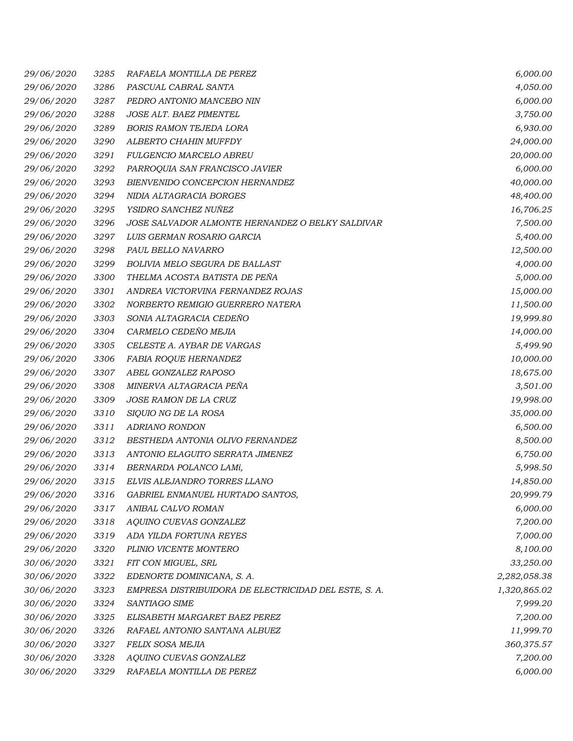| | | | |
|---|---|---|---|
| *29/06/2020* | *3285* | *RAFAELA MONTILLA DE PEREZ* | *6,000.00* |
| *29/06/2020* | *3286* | *PASCUAL CABRAL SANTA* | *4,050.00* |
| *29/06/2020* | *3287* | *PEDRO ANTONIO MANCEBO NIN* | *6,000.00* |
| *29/06/2020* | *3288* | *JOSE ALT. BAEZ PIMENTEL* | *3,750.00* |
| *29/06/2020* | *3289* | *BORIS RAMON TEJEDA LORA* | *6,930.00* |
| *29/06/2020* | *3290* | *ALBERTO CHAHIN MUFFDY* | *24,000.00* |
| *29/06/2020* | *3291* | *FULGENCIO MARCELO ABREU* | *20,000.00* |
| *29/06/2020* | *3292* | *PARROQUIA SAN FRANCISCO JAVIER* | *6,000.00* |
| *29/06/2020* | *3293* | *BIENVENIDO CONCEPCION HERNANDEZ* | *40,000.00* |
| *29/06/2020* | *3294* | *NIDIA ALTAGRACIA BORGES* | *48,400.00* |
| *29/06/2020* | *3295* | *YSIDRO SANCHEZ NUÑEZ* | *16,706.25* |
| *29/06/2020* | *3296* | *JOSE SALVADOR ALMONTE HERNANDEZ O BELKY SALDIVAR* | *7,500.00* |
| *29/06/2020* | *3297* | *LUIS GERMAN ROSARIO GARCIA* | *5,400.00* |
| *29/06/2020* | *3298* | *PAUL BELLO NAVARRO* | *12,500.00* |
| *29/06/2020* | *3299* | *BOLIVIA MELO SEGURA DE BALLAST* | *4,000.00* |
| *29/06/2020* | *3300* | *THELMA ACOSTA BATISTA DE PEÑA* | *5,000.00* |
| *29/06/2020* | *3301* | *ANDREA VICTORVINA FERNANDEZ ROJAS* | *15,000.00* |
| *29/06/2020* | *3302* | *NORBERTO REMIGIO GUERRERO NATERA* | *11,500.00* |
| *29/06/2020* | *3303* | *SONIA ALTAGRACIA CEDEÑO* | *19,999.80* |
| *29/06/2020* | *3304* | *CARMELO CEDEÑO MEJIA* | *14,000.00* |
| *29/06/2020* | *3305* | *CELESTE A. AYBAR DE VARGAS* | *5,499.90* |
| *29/06/2020* | *3306* | *FABIA ROQUE HERNANDEZ* | *10,000.00* |
| *29/06/2020* | *3307* | *ABEL GONZALEZ RAPOSO* | *18,675.00* |
| *29/06/2020* | *3308* | *MINERVA ALTAGRACIA PEÑA* | *3,501.00* |
| *29/06/2020* | *3309* | *JOSE RAMON DE LA CRUZ* | *19,998.00* |
| *29/06/2020* | *3310* | *SIQUIO NG DE LA ROSA* | *35,000.00* |
| *29/06/2020* | *3311* | *ADRIANO RONDON* | *6,500.00* |
| *29/06/2020* | *3312* | *BESTHEDA ANTONIA OLIVO FERNANDEZ* | *8,500.00* |
| *29/06/2020* | *3313* | *ANTONIO ELAGUITO SERRATA JIMENEZ* | *6,750.00* |
| *29/06/2020* | *3314* | *BERNARDA POLANCO LAMí,* | *5,998.50* |
| *29/06/2020* | *3315* | *ELVIS ALEJANDRO TORRES LLANO* | *14,850.00* |
| *29/06/2020* | *3316* | *GABRIEL ENMANUEL HURTADO SANTOS,* | *20,999.79* |
| *29/06/2020* | *3317* | *ANIBAL CALVO ROMAN* | *6,000.00* |
| *29/06/2020* | *3318* | *AQUINO CUEVAS GONZALEZ* | *7,200.00* |
| *29/06/2020* | *3319* | *ADA YILDA FORTUNA REYES* | *7,000.00* |
| *29/06/2020* | *3320* | *PLINIO VICENTE MONTERO* | *8,100.00* |
| *30/06/2020* | *3321* | *FIT CON MIGUEL, SRL* | *33,250.00* |
| *30/06/2020* | *3322* | *EDENORTE DOMINICANA, S. A.* | *2,282,058.38* |
| *30/06/2020* | *3323* | *EMPRESA DISTRIBUIDORA DE ELECTRICIDAD DEL ESTE, S. A.* | *1,320,865.02* |
| *30/06/2020* | *3324* | *SANTIAGO SIME* | *7,999.20* |
| *30/06/2020* | *3325* | *ELISABETH MARGARET BAEZ PEREZ* | *7,200.00* |
| *30/06/2020* | *3326* | *RAFAEL ANTONIO SANTANA ALBUEZ* | *11,999.70* |
| *30/06/2020* | *3327* | *FELIX SOSA MEJIA* | *360,375.57* |
| *30/06/2020* | *3328* | *AQUINO CUEVAS GONZALEZ* | *7,200.00* |
| *30/06/2020* | *3329* | *RAFAELA MONTILLA DE PEREZ* | *6,000.00* |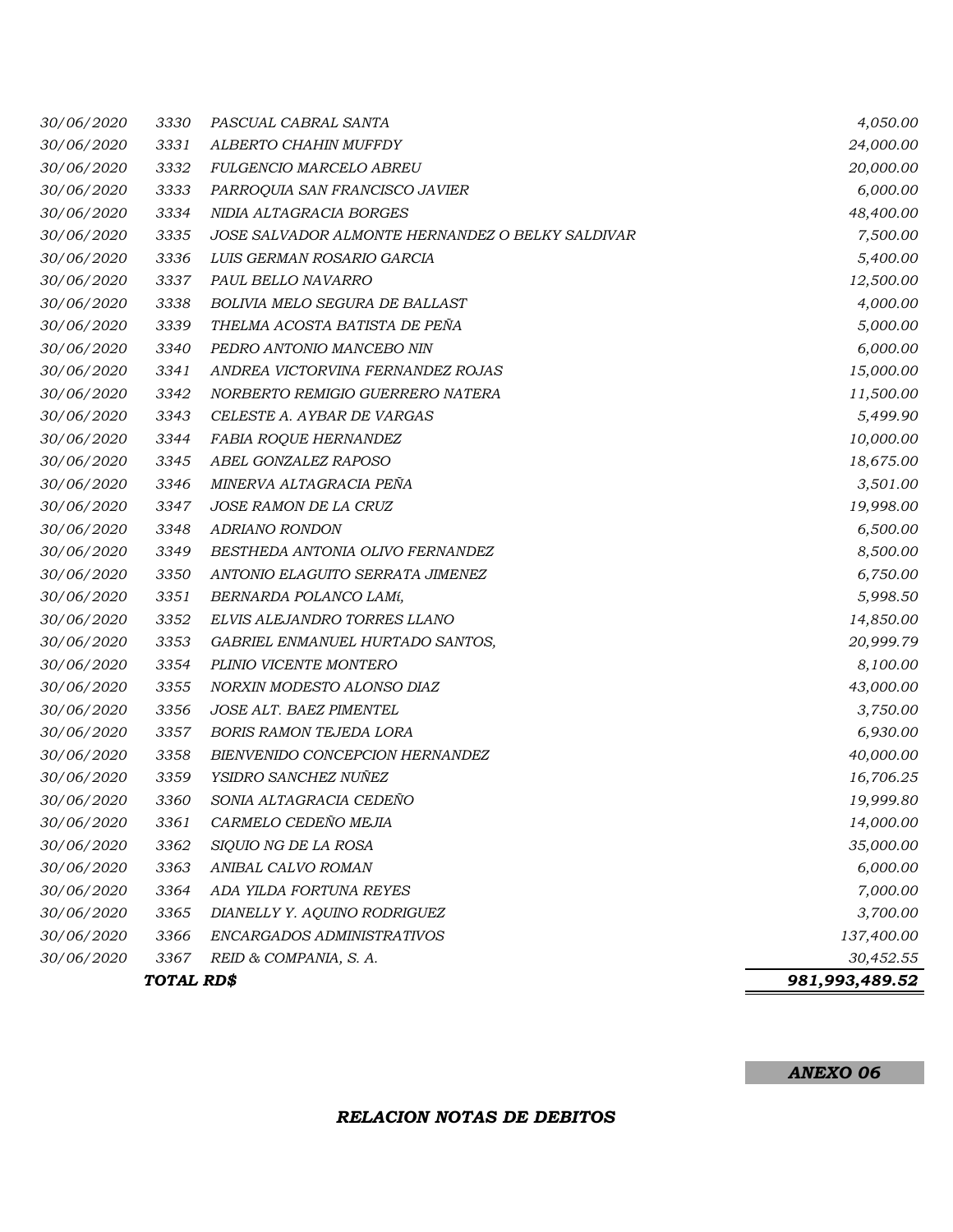| | | | |
|---|---|---|---|
| *30/06/2020* | *3330* | *PASCUAL CABRAL SANTA* | *4,050.00* |
| *30/06/2020* | *3331* | *ALBERTO CHAHIN MUFFDY* | *24,000.00* |
| *30/06/2020* | *3332* | *FULGENCIO MARCELO ABREU* | *20,000.00* |
| *30/06/2020* | *3333* | *PARROQUIA SAN FRANCISCO JAVIER* | *6,000.00* |
| *30/06/2020* | *3334* | *NIDIA ALTAGRACIA BORGES* | *48,400.00* |
| *30/06/2020* | *3335* | *JOSE SALVADOR ALMONTE HERNANDEZ O BELKY SALDIVAR* | *7,500.00* |
| *30/06/2020* | *3336* | *LUIS GERMAN ROSARIO GARCIA* | *5,400.00* |
| *30/06/2020* | *3337* | *PAUL BELLO NAVARRO* | *12,500.00* |
| *30/06/2020* | *3338* | *BOLIVIA MELO SEGURA DE BALLAST* | *4,000.00* |
| *30/06/2020* | *3339* | *THELMA ACOSTA BATISTA DE PEÑA* | *5,000.00* |
| *30/06/2020* | *3340* | *PEDRO ANTONIO MANCEBO NIN* | *6,000.00* |
| *30/06/2020* | *3341* | *ANDREA VICTORVINA FERNANDEZ ROJAS* | *15,000.00* |
| *30/06/2020* | *3342* | *NORBERTO REMIGIO GUERRERO NATERA* | *11,500.00* |
| *30/06/2020* | *3343* | *CELESTE A. AYBAR DE VARGAS* | *5,499.90* |
| *30/06/2020* | *3344* | *FABIA ROQUE HERNANDEZ* | *10,000.00* |
| *30/06/2020* | *3345* | *ABEL GONZALEZ RAPOSO* | *18,675.00* |
| *30/06/2020* | *3346* | *MINERVA ALTAGRACIA PEÑA* | *3,501.00* |
| *30/06/2020* | *3347* | *JOSE RAMON DE LA CRUZ* | *19,998.00* |
| *30/06/2020* | *3348* | *ADRIANO RONDON* | *6,500.00* |
| *30/06/2020* | *3349* | *BESTHEDA ANTONIA OLIVO FERNANDEZ* | *8,500.00* |
| *30/06/2020* | *3350* | *ANTONIO ELAGUITO SERRATA JIMENEZ* | *6,750.00* |
| *30/06/2020* | *3351* | *BERNARDA POLANCO LAMí,* | *5,998.50* |
| *30/06/2020* | *3352* | *ELVIS ALEJANDRO TORRES LLANO* | *14,850.00* |
| *30/06/2020* | *3353* | *GABRIEL ENMANUEL HURTADO SANTOS,* | *20,999.79* |
| *30/06/2020* | *3354* | *PLINIO VICENTE MONTERO* | *8,100.00* |
| *30/06/2020* | *3355* | *NORXIN MODESTO ALONSO DIAZ* | *43,000.00* |
| *30/06/2020* | *3356* | *JOSE ALT. BAEZ PIMENTEL* | *3,750.00* |
| *30/06/2020* | *3357* | *BORIS RAMON TEJEDA LORA* | *6,930.00* |
| *30/06/2020* | *3358* | *BIENVENIDO CONCEPCION HERNANDEZ* | *40,000.00* |
| *30/06/2020* | *3359* | *YSIDRO SANCHEZ NUÑEZ* | *16,706.25* |
| *30/06/2020* | *3360* | *SONIA ALTAGRACIA CEDEÑO* | *19,999.80* |
| *30/06/2020* | *3361* | *CARMELO CEDEÑO MEJIA* | *14,000.00* |
| *30/06/2020* | *3362* | *SIQUIO NG DE LA ROSA* | *35,000.00* |
| *30/06/2020* | *3363* | *ANIBAL CALVO ROMAN* | *6,000.00* |
| *30/06/2020* | *3364* | *ADA YILDA FORTUNA REYES* | *7,000.00* |
| *30/06/2020* | *3365* | *DIANELLY Y. AQUINO RODRIGUEZ* | *3,700.00* |
| *30/06/2020* | *3366* | *ENCARGADOS ADMINISTRATIVOS* | *137,400.00* |
| *30/06/2020* | *3367* | *REID & COMPANIA, S. A.* | *30,452.55* |
| | ***TOTAL RD$*** | | ***981,993,489.52*** |

***ANEXO 06***

## ***RELACION NOTAS DE DEBITOS***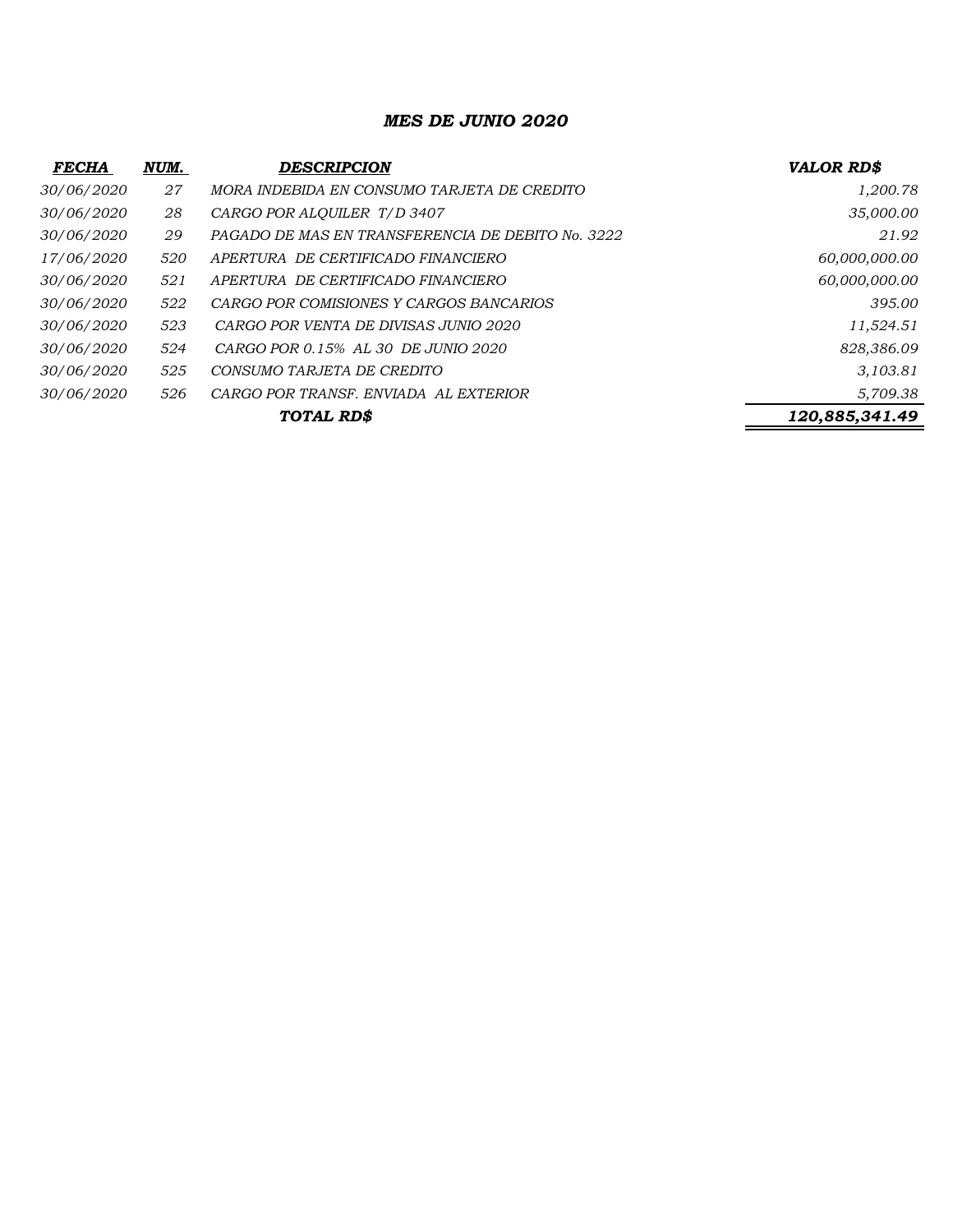## *MES DE JUNIO 2020*

| ***FECHA*** | ***NUM.*** | ***DESCRIPCION*** | ***VALOR RD$*** |
|---|---|---|---|
| *30/06/2020* | *27* | *MORA INDEBIDA EN CONSUMO TARJETA DE CREDITO* | *1,200.78* |
| *30/06/2020* | *28* | *CARGO POR ALQUILER T/D 3407* | *35,000.00* |
| *30/06/2020* | *29* | *PAGADO DE MAS EN TRANSFERENCIA DE DEBITO No. 3222* | *21.92* |
| *17/06/2020* | *520* | *APERTURA DE CERTIFICADO FINANCIERO* | *60,000,000.00* |
| *30/06/2020* | *521* | *APERTURA DE CERTIFICADO FINANCIERO* | *60,000,000.00* |
| *30/06/2020* | *522* | *CARGO POR COMISIONES Y CARGOS BANCARIOS* | *395.00* |
| *30/06/2020* | *523* | *CARGO POR VENTA DE DIVISAS JUNIO 2020* | *11,524.51* |
| *30/06/2020* | *524* | *CARGO POR 0.15% AL 30 DE JUNIO 2020* | *828,386.09* |
| *30/06/2020* | *525* | *CONSUMO TARJETA DE CREDITO* | *3,103.81* |
| *30/06/2020* | *526* | *CARGO POR TRANSF. ENVIADA AL EXTERIOR* | *5,709.38* |
| | | ***TOTAL RD$*** | ***120,885,341.49*** |